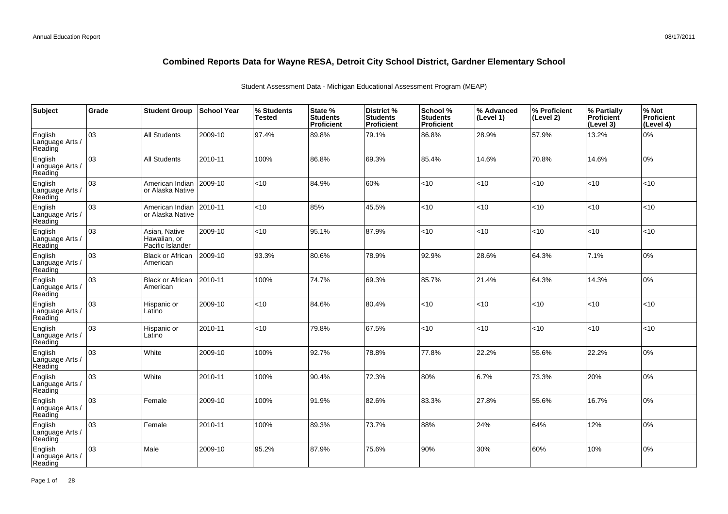# Combined Reports Data for Wayne RESA, Detroit City School District, Gardner Elementary School

Student Assessment Data - Michigan Educational Assessment Program (MEAP)

| Subject | Grade | Student Group | School Year | % Students Tested | State % Students Proficient | District % Students Proficient | School % Students Proficient | % Advanced (Level 1) | % Proficient (Level 2) | % Partially Proficient (Level 3) | % Not Proficient (Level 4) |
|---|---|---|---|---|---|---|---|---|---|---|---|
| English Language Arts / Reading | 03 | All Students | 2009-10 | 97.4% | 89.8% | 79.1% | 86.8% | 28.9% | 57.9% | 13.2% | 0% |
| English Language Arts / Reading | 03 | All Students | 2010-11 | 100% | 86.8% | 69.3% | 85.4% | 14.6% | 70.8% | 14.6% | 0% |
| English Language Arts / Reading | 03 | American Indian or Alaska Native | 2009-10 | <10 | 84.9% | 60% | <10 | <10 | <10 | <10 | <10 |
| English Language Arts / Reading | 03 | American Indian or Alaska Native | 2010-11 | <10 | 85% | 45.5% | <10 | <10 | <10 | <10 | <10 |
| English Language Arts / Reading | 03 | Asian, Native Hawaiian, or Pacific Islander | 2009-10 | <10 | 95.1% | 87.9% | <10 | <10 | <10 | <10 | <10 |
| English Language Arts / Reading | 03 | Black or African American | 2009-10 | 93.3% | 80.6% | 78.9% | 92.9% | 28.6% | 64.3% | 7.1% | 0% |
| English Language Arts / Reading | 03 | Black or African American | 2010-11 | 100% | 74.7% | 69.3% | 85.7% | 21.4% | 64.3% | 14.3% | 0% |
| English Language Arts / Reading | 03 | Hispanic or Latino | 2009-10 | <10 | 84.6% | 80.4% | <10 | <10 | <10 | <10 | <10 |
| English Language Arts / Reading | 03 | Hispanic or Latino | 2010-11 | <10 | 79.8% | 67.5% | <10 | <10 | <10 | <10 | <10 |
| English Language Arts / Reading | 03 | White | 2009-10 | 100% | 92.7% | 78.8% | 77.8% | 22.2% | 55.6% | 22.2% | 0% |
| English Language Arts / Reading | 03 | White | 2010-11 | 100% | 90.4% | 72.3% | 80% | 6.7% | 73.3% | 20% | 0% |
| English Language Arts / Reading | 03 | Female | 2009-10 | 100% | 91.9% | 82.6% | 83.3% | 27.8% | 55.6% | 16.7% | 0% |
| English Language Arts / Reading | 03 | Female | 2010-11 | 100% | 89.3% | 73.7% | 88% | 24% | 64% | 12% | 0% |
| English Language Arts / Reading | 03 | Male | 2009-10 | 95.2% | 87.9% | 75.6% | 90% | 30% | 60% | 10% | 0% |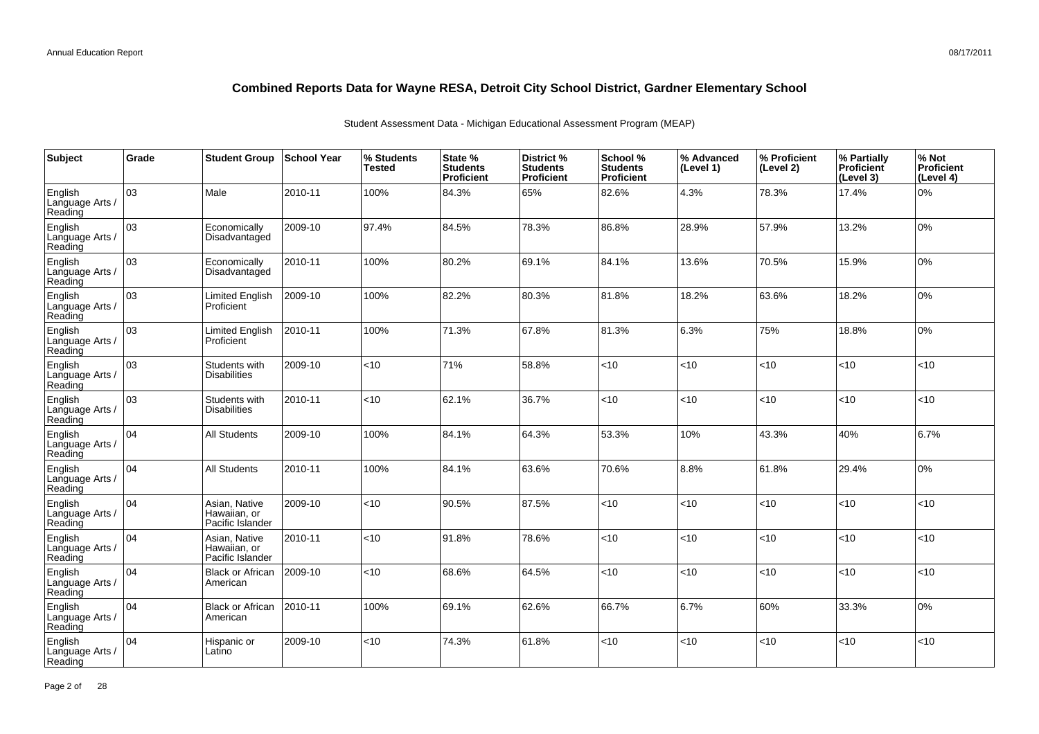# Combined Reports Data for Wayne RESA, Detroit City School District, Gardner Elementary School

Student Assessment Data - Michigan Educational Assessment Program (MEAP)

| Subject | Grade | Student Group | School Year | % Students Tested | State % Students Proficient | District % Students Proficient | School % Students Proficient | % Advanced (Level 1) | % Proficient (Level 2) | % Partially Proficient (Level 3) | % Not Proficient (Level 4) |
|---|---|---|---|---|---|---|---|---|---|---|---|
| English Language Arts / Reading | 03 | Male | 2010-11 | 100% | 84.3% | 65% | 82.6% | 4.3% | 78.3% | 17.4% | 0% |
| English Language Arts / Reading | 03 | Economically Disadvantaged | 2009-10 | 97.4% | 84.5% | 78.3% | 86.8% | 28.9% | 57.9% | 13.2% | 0% |
| English Language Arts / Reading | 03 | Economically Disadvantaged | 2010-11 | 100% | 80.2% | 69.1% | 84.1% | 13.6% | 70.5% | 15.9% | 0% |
| English Language Arts / Reading | 03 | Limited English Proficient | 2009-10 | 100% | 82.2% | 80.3% | 81.8% | 18.2% | 63.6% | 18.2% | 0% |
| English Language Arts / Reading | 03 | Limited English Proficient | 2010-11 | 100% | 71.3% | 67.8% | 81.3% | 6.3% | 75% | 18.8% | 0% |
| English Language Arts / Reading | 03 | Students with Disabilities | 2009-10 | <10 | 71% | 58.8% | <10 | <10 | <10 | <10 | <10 |
| English Language Arts / Reading | 03 | Students with Disabilities | 2010-11 | <10 | 62.1% | 36.7% | <10 | <10 | <10 | <10 | <10 |
| English Language Arts / Reading | 04 | All Students | 2009-10 | 100% | 84.1% | 64.3% | 53.3% | 10% | 43.3% | 40% | 6.7% |
| English Language Arts / Reading | 04 | All Students | 2010-11 | 100% | 84.1% | 63.6% | 70.6% | 8.8% | 61.8% | 29.4% | 0% |
| English Language Arts / Reading | 04 | Asian, Native Hawaiian, or Pacific Islander | 2009-10 | <10 | 90.5% | 87.5% | <10 | <10 | <10 | <10 | <10 |
| English Language Arts / Reading | 04 | Asian, Native Hawaiian, or Pacific Islander | 2010-11 | <10 | 91.8% | 78.6% | <10 | <10 | <10 | <10 | <10 |
| English Language Arts / Reading | 04 | Black or African American | 2009-10 | <10 | 68.6% | 64.5% | <10 | <10 | <10 | <10 | <10 |
| English Language Arts / Reading | 04 | Black or African American | 2010-11 | 100% | 69.1% | 62.6% | 66.7% | 6.7% | 60% | 33.3% | 0% |
| English Language Arts / Reading | 04 | Hispanic or Latino | 2009-10 | <10 | 74.3% | 61.8% | <10 | <10 | <10 | <10 | <10 |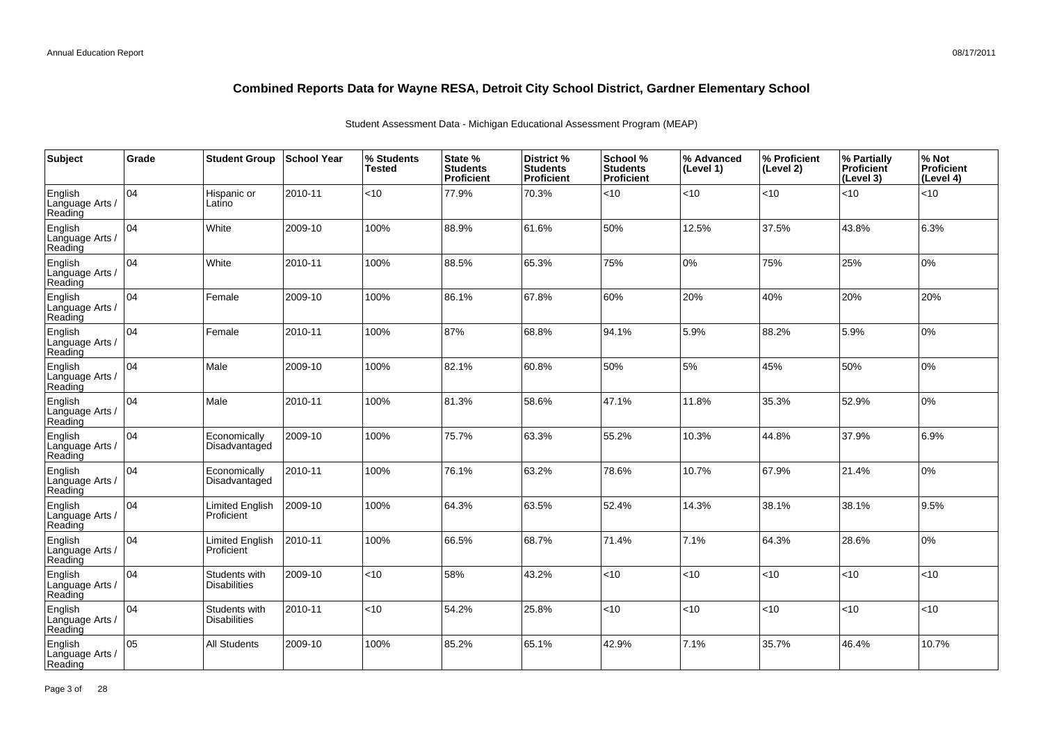# Combined Reports Data for Wayne RESA, Detroit City School District, Gardner Elementary School

Student Assessment Data - Michigan Educational Assessment Program (MEAP)

| Subject | Grade | Student Group | School Year | % Students Tested | State % Students Proficient | District % Students Proficient | School % Students Proficient | % Advanced (Level 1) | % Proficient (Level 2) | % Partially Proficient (Level 3) | % Not Proficient (Level 4) |
|---|---|---|---|---|---|---|---|---|---|---|---|
| English Language Arts / Reading | 04 | Hispanic or Latino | 2010-11 | <10 | 77.9% | 70.3% | <10 | <10 | <10 | <10 | <10 |
| English Language Arts / Reading | 04 | White | 2009-10 | 100% | 88.9% | 61.6% | 50% | 12.5% | 37.5% | 43.8% | 6.3% |
| English Language Arts / Reading | 04 | White | 2010-11 | 100% | 88.5% | 65.3% | 75% | 0% | 75% | 25% | 0% |
| English Language Arts / Reading | 04 | Female | 2009-10 | 100% | 86.1% | 67.8% | 60% | 20% | 40% | 20% | 20% |
| English Language Arts / Reading | 04 | Female | 2010-11 | 100% | 87% | 68.8% | 94.1% | 5.9% | 88.2% | 5.9% | 0% |
| English Language Arts / Reading | 04 | Male | 2009-10 | 100% | 82.1% | 60.8% | 50% | 5% | 45% | 50% | 0% |
| English Language Arts / Reading | 04 | Male | 2010-11 | 100% | 81.3% | 58.6% | 47.1% | 11.8% | 35.3% | 52.9% | 0% |
| English Language Arts / Reading | 04 | Economically Disadvantaged | 2009-10 | 100% | 75.7% | 63.3% | 55.2% | 10.3% | 44.8% | 37.9% | 6.9% |
| English Language Arts / Reading | 04 | Economically Disadvantaged | 2010-11 | 100% | 76.1% | 63.2% | 78.6% | 10.7% | 67.9% | 21.4% | 0% |
| English Language Arts / Reading | 04 | Limited English Proficient | 2009-10 | 100% | 64.3% | 63.5% | 52.4% | 14.3% | 38.1% | 38.1% | 9.5% |
| English Language Arts / Reading | 04 | Limited English Proficient | 2010-11 | 100% | 66.5% | 68.7% | 71.4% | 7.1% | 64.3% | 28.6% | 0% |
| English Language Arts / Reading | 04 | Students with Disabilities | 2009-10 | <10 | 58% | 43.2% | <10 | <10 | <10 | <10 | <10 |
| English Language Arts / Reading | 04 | Students with Disabilities | 2010-11 | <10 | 54.2% | 25.8% | <10 | <10 | <10 | <10 | <10 |
| English Language Arts / Reading | 05 | All Students | 2009-10 | 100% | 85.2% | 65.1% | 42.9% | 7.1% | 35.7% | 46.4% | 10.7% |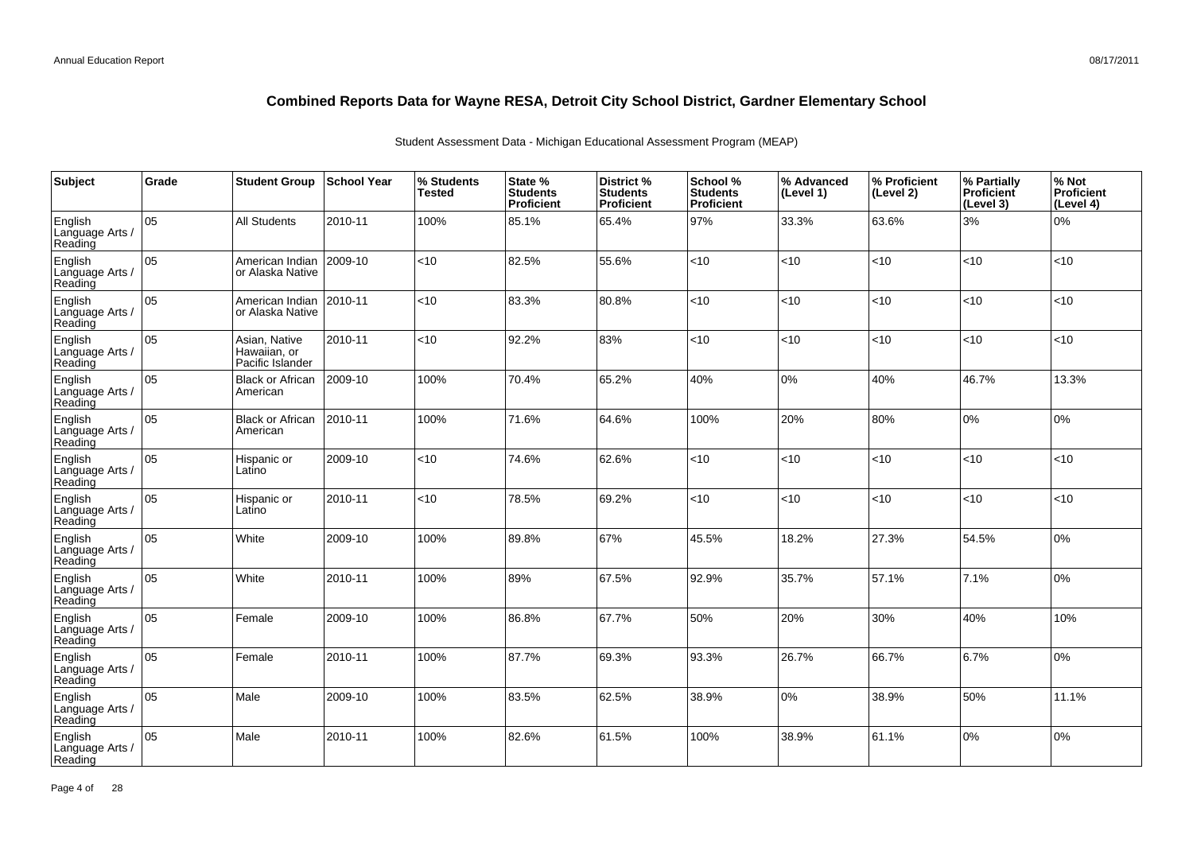# Combined Reports Data for Wayne RESA, Detroit City School District, Gardner Elementary School

Student Assessment Data - Michigan Educational Assessment Program (MEAP)

| Subject | Grade | Student Group | School Year | % Students Tested | State % Students Proficient | District % Students Proficient | School % Students Proficient | % Advanced (Level 1) | % Proficient (Level 2) | % Partially Proficient (Level 3) | % Not Proficient (Level 4) |
|---|---|---|---|---|---|---|---|---|---|---|---|
| English Language Arts / Reading | 05 | All Students | 2010-11 | 100% | 85.1% | 65.4% | 97% | 33.3% | 63.6% | 3% | 0% |
| English Language Arts / Reading | 05 | American Indian or Alaska Native | 2009-10 | <10 | 82.5% | 55.6% | <10 | <10 | <10 | <10 | <10 |
| English Language Arts / Reading | 05 | American Indian or Alaska Native | 2010-11 | <10 | 83.3% | 80.8% | <10 | <10 | <10 | <10 | <10 |
| English Language Arts / Reading | 05 | Asian, Native Hawaiian, or Pacific Islander | 2010-11 | <10 | 92.2% | 83% | <10 | <10 | <10 | <10 | <10 |
| English Language Arts / Reading | 05 | Black or African American | 2009-10 | 100% | 70.4% | 65.2% | 40% | 0% | 40% | 46.7% | 13.3% |
| English Language Arts / Reading | 05 | Black or African American | 2010-11 | 100% | 71.6% | 64.6% | 100% | 20% | 80% | 0% | 0% |
| English Language Arts / Reading | 05 | Hispanic or Latino | 2009-10 | <10 | 74.6% | 62.6% | <10 | <10 | <10 | <10 | <10 |
| English Language Arts / Reading | 05 | Hispanic or Latino | 2010-11 | <10 | 78.5% | 69.2% | <10 | <10 | <10 | <10 | <10 |
| English Language Arts / Reading | 05 | White | 2009-10 | 100% | 89.8% | 67% | 45.5% | 18.2% | 27.3% | 54.5% | 0% |
| English Language Arts / Reading | 05 | White | 2010-11 | 100% | 89% | 67.5% | 92.9% | 35.7% | 57.1% | 7.1% | 0% |
| English Language Arts / Reading | 05 | Female | 2009-10 | 100% | 86.8% | 67.7% | 50% | 20% | 30% | 40% | 10% |
| English Language Arts / Reading | 05 | Female | 2010-11 | 100% | 87.7% | 69.3% | 93.3% | 26.7% | 66.7% | 6.7% | 0% |
| English Language Arts / Reading | 05 | Male | 2009-10 | 100% | 83.5% | 62.5% | 38.9% | 0% | 38.9% | 50% | 11.1% |
| English Language Arts / Reading | 05 | Male | 2010-11 | 100% | 82.6% | 61.5% | 100% | 38.9% | 61.1% | 0% | 0% |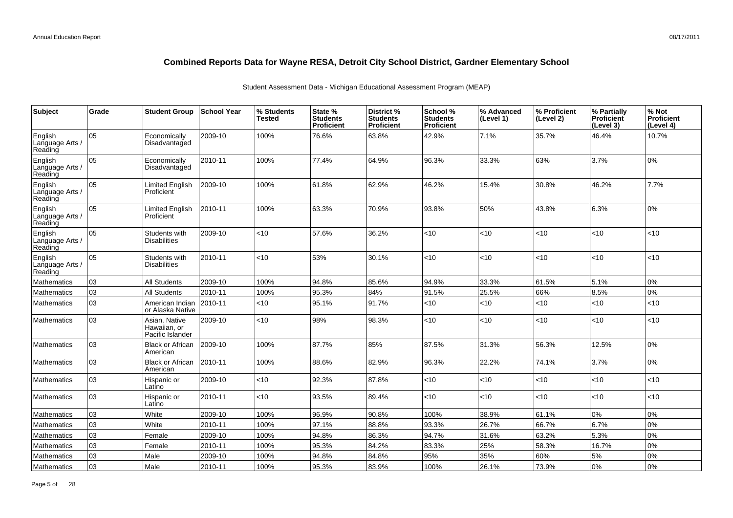## Combined Reports Data for Wayne RESA, Detroit City School District, Gardner Elementary School

Student Assessment Data - Michigan Educational Assessment Program (MEAP)

| Subject | Grade | Student Group | School Year | % Students Tested | State % Students Proficient | District % Students Proficient | School % Students Proficient | % Advanced (Level 1) | % Proficient (Level 2) | % Partially Proficient (Level 3) | % Not Proficient (Level 4) |
|---|---|---|---|---|---|---|---|---|---|---|---|
| English Language Arts / Reading | 05 | Economically Disadvantaged | 2009-10 | 100% | 76.6% | 63.8% | 42.9% | 7.1% | 35.7% | 46.4% | 10.7% |
| English Language Arts / Reading | 05 | Economically Disadvantaged | 2010-11 | 100% | 77.4% | 64.9% | 96.3% | 33.3% | 63% | 3.7% | 0% |
| English Language Arts / Reading | 05 | Limited English Proficient | 2009-10 | 100% | 61.8% | 62.9% | 46.2% | 15.4% | 30.8% | 46.2% | 7.7% |
| English Language Arts / Reading | 05 | Limited English Proficient | 2010-11 | 100% | 63.3% | 70.9% | 93.8% | 50% | 43.8% | 6.3% | 0% |
| English Language Arts / Reading | 05 | Students with Disabilities | 2009-10 | <10 | 57.6% | 36.2% | <10 | <10 | <10 | <10 | <10 |
| English Language Arts / Reading | 05 | Students with Disabilities | 2010-11 | <10 | 53% | 30.1% | <10 | <10 | <10 | <10 | <10 |
| Mathematics | 03 | All Students | 2009-10 | 100% | 94.8% | 85.6% | 94.9% | 33.3% | 61.5% | 5.1% | 0% |
| Mathematics | 03 | All Students | 2010-11 | 100% | 95.3% | 84% | 91.5% | 25.5% | 66% | 8.5% | 0% |
| Mathematics | 03 | American Indian or Alaska Native | 2010-11 | <10 | 95.1% | 91.7% | <10 | <10 | <10 | <10 | <10 |
| Mathematics | 03 | Asian, Native Hawaiian, or Pacific Islander | 2009-10 | <10 | 98% | 98.3% | <10 | <10 | <10 | <10 | <10 |
| Mathematics | 03 | Black or African American | 2009-10 | 100% | 87.7% | 85% | 87.5% | 31.3% | 56.3% | 12.5% | 0% |
| Mathematics | 03 | Black or African American | 2010-11 | 100% | 88.6% | 82.9% | 96.3% | 22.2% | 74.1% | 3.7% | 0% |
| Mathematics | 03 | Hispanic or Latino | 2009-10 | <10 | 92.3% | 87.8% | <10 | <10 | <10 | <10 | <10 |
| Mathematics | 03 | Hispanic or Latino | 2010-11 | <10 | 93.5% | 89.4% | <10 | <10 | <10 | <10 | <10 |
| Mathematics | 03 | White | 2009-10 | 100% | 96.9% | 90.8% | 100% | 38.9% | 61.1% | 0% | 0% |
| Mathematics | 03 | White | 2010-11 | 100% | 97.1% | 88.8% | 93.3% | 26.7% | 66.7% | 6.7% | 0% |
| Mathematics | 03 | Female | 2009-10 | 100% | 94.8% | 86.3% | 94.7% | 31.6% | 63.2% | 5.3% | 0% |
| Mathematics | 03 | Female | 2010-11 | 100% | 95.3% | 84.2% | 83.3% | 25% | 58.3% | 16.7% | 0% |
| Mathematics | 03 | Male | 2009-10 | 100% | 94.8% | 84.8% | 95% | 35% | 60% | 5% | 0% |
| Mathematics | 03 | Male | 2010-11 | 100% | 95.3% | 83.9% | 100% | 26.1% | 73.9% | 0% | 0% |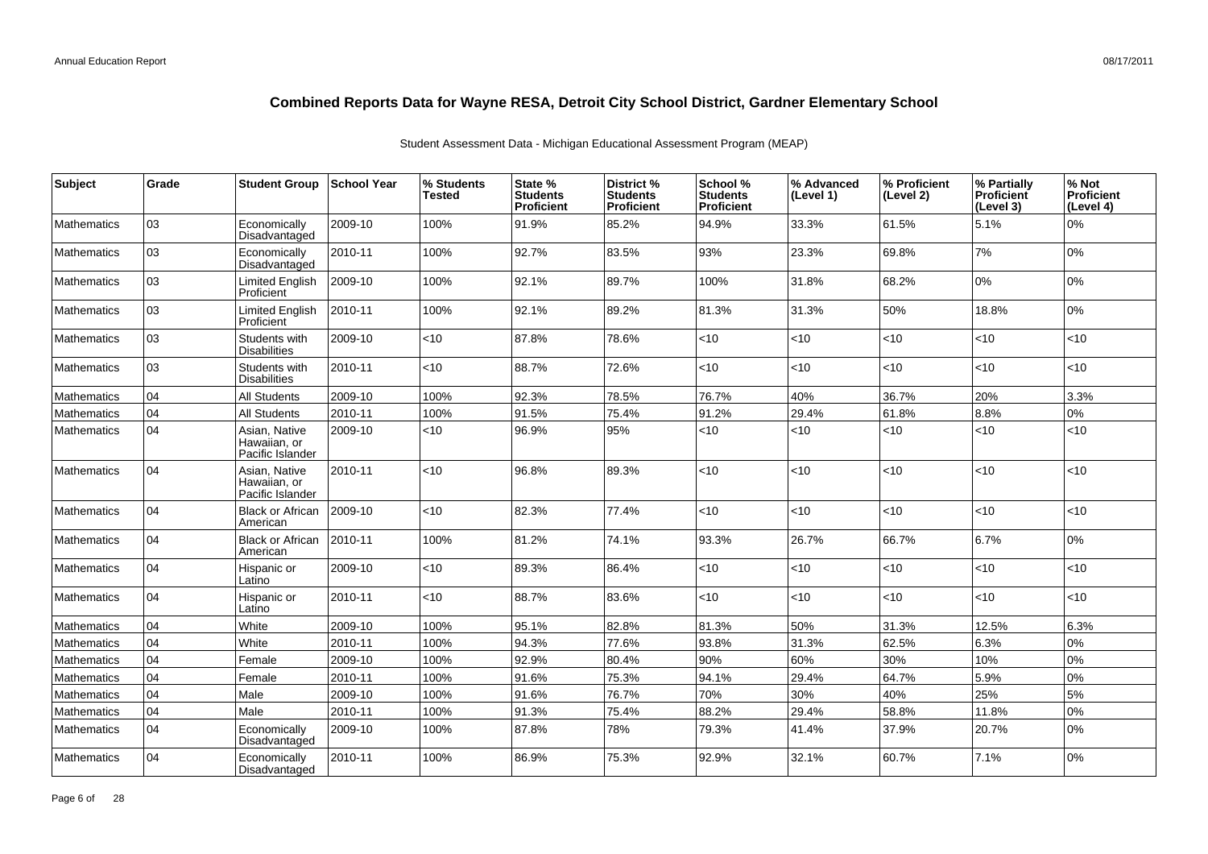# Combined Reports Data for Wayne RESA, Detroit City School District, Gardner Elementary School

Student Assessment Data - Michigan Educational Assessment Program (MEAP)

| Subject | Grade | Student Group | School Year | % Students Tested | State % Students Proficient | District % Students Proficient | School % Students Proficient | % Advanced (Level 1) | % Proficient (Level 2) | % Partially Proficient (Level 3) | % Not Proficient (Level 4) |
|---|---|---|---|---|---|---|---|---|---|---|---|
| Mathematics | 03 | Economically Disadvantaged | 2009-10 | 100% | 91.9% | 85.2% | 94.9% | 33.3% | 61.5% | 5.1% | 0% |
| Mathematics | 03 | Economically Disadvantaged | 2010-11 | 100% | 92.7% | 83.5% | 93% | 23.3% | 69.8% | 7% | 0% |
| Mathematics | 03 | Limited English Proficient | 2009-10 | 100% | 92.1% | 89.7% | 100% | 31.8% | 68.2% | 0% | 0% |
| Mathematics | 03 | Limited English Proficient | 2010-11 | 100% | 92.1% | 89.2% | 81.3% | 31.3% | 50% | 18.8% | 0% |
| Mathematics | 03 | Students with Disabilities | 2009-10 | <10 | 87.8% | 78.6% | <10 | <10 | <10 | <10 | <10 |
| Mathematics | 03 | Students with Disabilities | 2010-11 | <10 | 88.7% | 72.6% | <10 | <10 | <10 | <10 | <10 |
| Mathematics | 04 | All Students | 2009-10 | 100% | 92.3% | 78.5% | 76.7% | 40% | 36.7% | 20% | 3.3% |
| Mathematics | 04 | All Students | 2010-11 | 100% | 91.5% | 75.4% | 91.2% | 29.4% | 61.8% | 8.8% | 0% |
| Mathematics | 04 | Asian, Native Hawaiian, or Pacific Islander | 2009-10 | <10 | 96.9% | 95% | <10 | <10 | <10 | <10 | <10 |
| Mathematics | 04 | Asian, Native Hawaiian, or Pacific Islander | 2010-11 | <10 | 96.8% | 89.3% | <10 | <10 | <10 | <10 | <10 |
| Mathematics | 04 | Black or African American | 2009-10 | <10 | 82.3% | 77.4% | <10 | <10 | <10 | <10 | <10 |
| Mathematics | 04 | Black or African American | 2010-11 | 100% | 81.2% | 74.1% | 93.3% | 26.7% | 66.7% | 6.7% | 0% |
| Mathematics | 04 | Hispanic or Latino | 2009-10 | <10 | 89.3% | 86.4% | <10 | <10 | <10 | <10 | <10 |
| Mathematics | 04 | Hispanic or Latino | 2010-11 | <10 | 88.7% | 83.6% | <10 | <10 | <10 | <10 | <10 |
| Mathematics | 04 | White | 2009-10 | 100% | 95.1% | 82.8% | 81.3% | 50% | 31.3% | 12.5% | 6.3% |
| Mathematics | 04 | White | 2010-11 | 100% | 94.3% | 77.6% | 93.8% | 31.3% | 62.5% | 6.3% | 0% |
| Mathematics | 04 | Female | 2009-10 | 100% | 92.9% | 80.4% | 90% | 60% | 30% | 10% | 0% |
| Mathematics | 04 | Female | 2010-11 | 100% | 91.6% | 75.3% | 94.1% | 29.4% | 64.7% | 5.9% | 0% |
| Mathematics | 04 | Male | 2009-10 | 100% | 91.6% | 76.7% | 70% | 30% | 40% | 25% | 5% |
| Mathematics | 04 | Male | 2010-11 | 100% | 91.3% | 75.4% | 88.2% | 29.4% | 58.8% | 11.8% | 0% |
| Mathematics | 04 | Economically Disadvantaged | 2009-10 | 100% | 87.8% | 78% | 79.3% | 41.4% | 37.9% | 20.7% | 0% |
| Mathematics | 04 | Economically Disadvantaged | 2010-11 | 100% | 86.9% | 75.3% | 92.9% | 32.1% | 60.7% | 7.1% | 0% |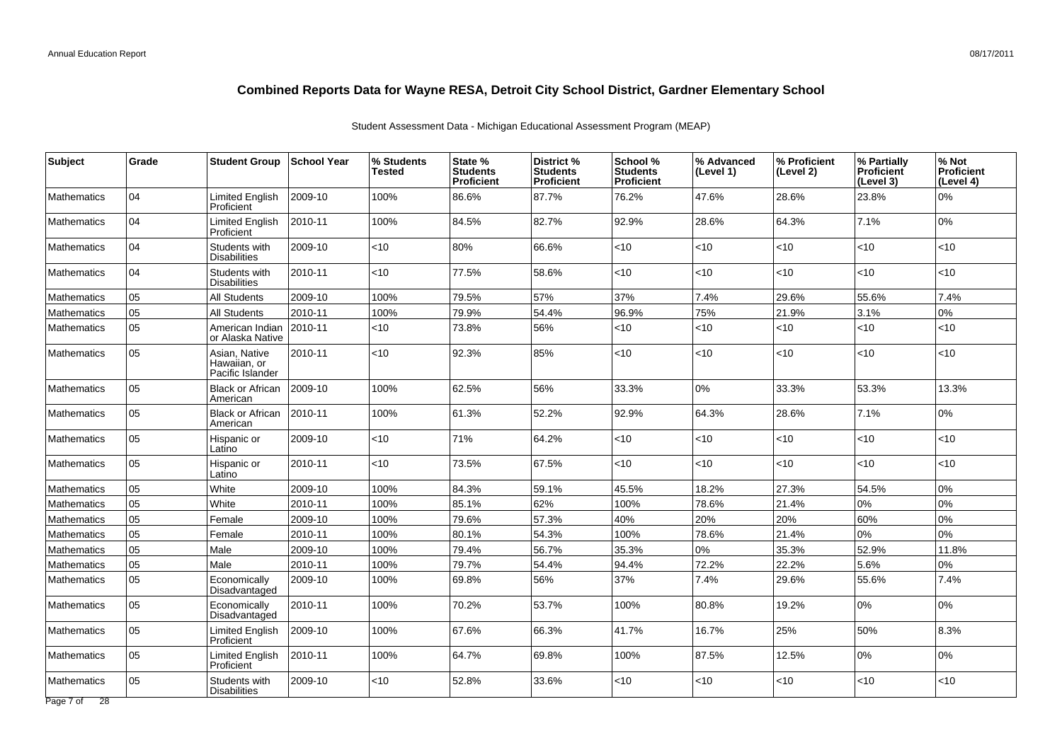# Combined Reports Data for Wayne RESA, Detroit City School District, Gardner Elementary School

Student Assessment Data - Michigan Educational Assessment Program (MEAP)

| Subject | Grade | Student Group | School Year | % Students Tested | State % Students Proficient | District % Students Proficient | School % Students Proficient | % Advanced (Level 1) | % Proficient (Level 2) | % Partially Proficient (Level 3) | % Not Proficient (Level 4) |
|---|---|---|---|---|---|---|---|---|---|---|---|
| Mathematics | 04 | Limited English Proficient | 2009-10 | 100% | 86.6% | 87.7% | 76.2% | 47.6% | 28.6% | 23.8% | 0% |
| Mathematics | 04 | Limited English Proficient | 2010-11 | 100% | 84.5% | 82.7% | 92.9% | 28.6% | 64.3% | 7.1% | 0% |
| Mathematics | 04 | Students with Disabilities | 2009-10 | <10 | 80% | 66.6% | <10 | <10 | <10 | <10 | <10 |
| Mathematics | 04 | Students with Disabilities | 2010-11 | <10 | 77.5% | 58.6% | <10 | <10 | <10 | <10 | <10 |
| Mathematics | 05 | All Students | 2009-10 | 100% | 79.5% | 57% | 37% | 7.4% | 29.6% | 55.6% | 7.4% |
| Mathematics | 05 | All Students | 2010-11 | 100% | 79.9% | 54.4% | 96.9% | 75% | 21.9% | 3.1% | 0% |
| Mathematics | 05 | American Indian or Alaska Native | 2010-11 | <10 | 73.8% | 56% | <10 | <10 | <10 | <10 | <10 |
| Mathematics | 05 | Asian, Native Hawaiian, or Pacific Islander | 2010-11 | <10 | 92.3% | 85% | <10 | <10 | <10 | <10 | <10 |
| Mathematics | 05 | Black or African American | 2009-10 | 100% | 62.5% | 56% | 33.3% | 0% | 33.3% | 53.3% | 13.3% |
| Mathematics | 05 | Black or African American | 2010-11 | 100% | 61.3% | 52.2% | 92.9% | 64.3% | 28.6% | 7.1% | 0% |
| Mathematics | 05 | Hispanic or Latino | 2009-10 | <10 | 71% | 64.2% | <10 | <10 | <10 | <10 | <10 |
| Mathematics | 05 | Hispanic or Latino | 2010-11 | <10 | 73.5% | 67.5% | <10 | <10 | <10 | <10 | <10 |
| Mathematics | 05 | White | 2009-10 | 100% | 84.3% | 59.1% | 45.5% | 18.2% | 27.3% | 54.5% | 0% |
| Mathematics | 05 | White | 2010-11 | 100% | 85.1% | 62% | 100% | 78.6% | 21.4% | 0% | 0% |
| Mathematics | 05 | Female | 2009-10 | 100% | 79.6% | 57.3% | 40% | 20% | 20% | 60% | 0% |
| Mathematics | 05 | Female | 2010-11 | 100% | 80.1% | 54.3% | 100% | 78.6% | 21.4% | 0% | 0% |
| Mathematics | 05 | Male | 2009-10 | 100% | 79.4% | 56.7% | 35.3% | 0% | 35.3% | 52.9% | 11.8% |
| Mathematics | 05 | Male | 2010-11 | 100% | 79.7% | 54.4% | 94.4% | 72.2% | 22.2% | 5.6% | 0% |
| Mathematics | 05 | Economically Disadvantaged | 2009-10 | 100% | 69.8% | 56% | 37% | 7.4% | 29.6% | 55.6% | 7.4% |
| Mathematics | 05 | Economically Disadvantaged | 2010-11 | 100% | 70.2% | 53.7% | 100% | 80.8% | 19.2% | 0% | 0% |
| Mathematics | 05 | Limited English Proficient | 2009-10 | 100% | 67.6% | 66.3% | 41.7% | 16.7% | 25% | 50% | 8.3% |
| Mathematics | 05 | Limited English Proficient | 2010-11 | 100% | 64.7% | 69.8% | 100% | 87.5% | 12.5% | 0% | 0% |
| Mathematics | 05 | Students with Disabilities | 2009-10 | <10 | 52.8% | 33.6% | <10 | <10 | <10 | <10 | <10 |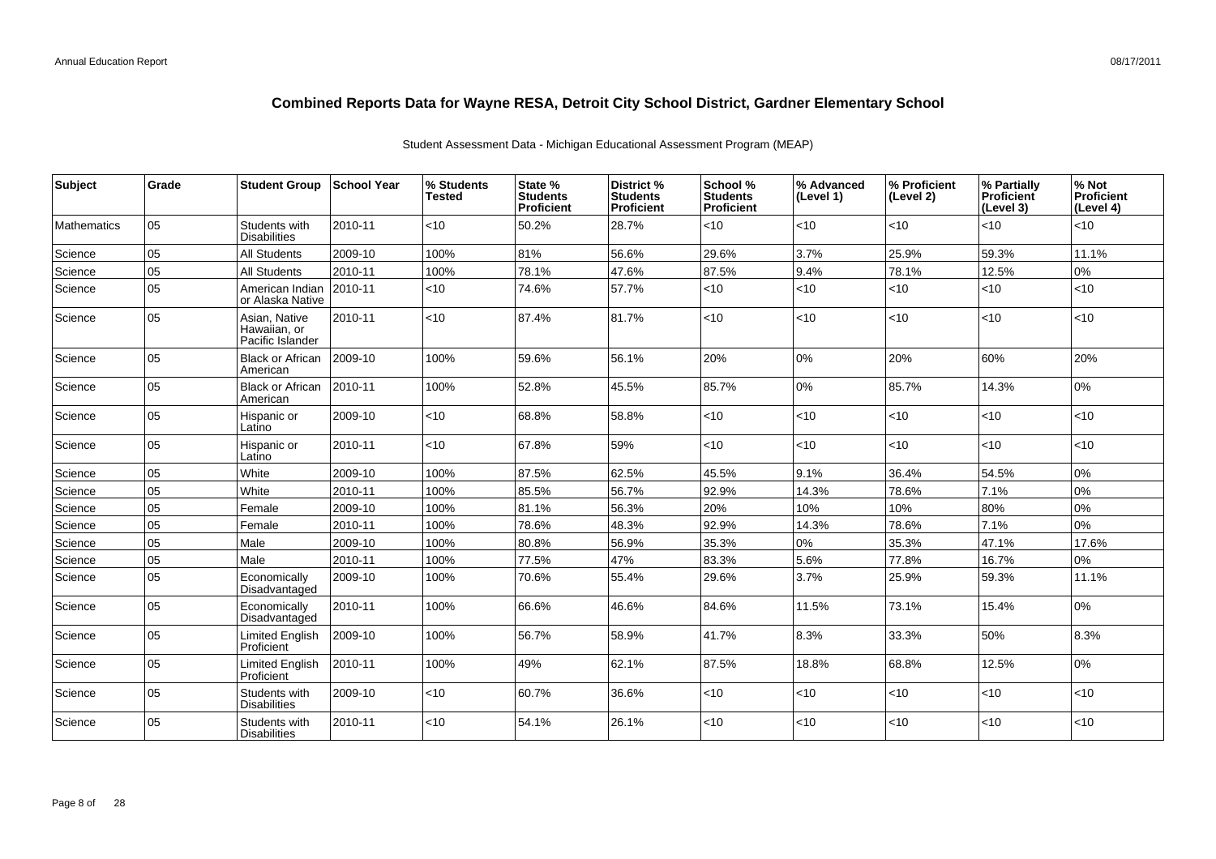# Combined Reports Data for Wayne RESA, Detroit City School District, Gardner Elementary School

Student Assessment Data - Michigan Educational Assessment Program (MEAP)

| Subject | Grade | Student Group | School Year | % Students Tested | State % Students Proficient | District % Students Proficient | School % Students Proficient | % Advanced (Level 1) | % Proficient (Level 2) | % Partially Proficient (Level 3) | % Not Proficient (Level 4) |
|---|---|---|---|---|---|---|---|---|---|---|---|
| Mathematics | 05 | Students with Disabilities | 2010-11 | <10 | 50.2% | 28.7% | <10 | <10 | <10 | <10 | <10 |
| Science | 05 | All Students | 2009-10 | 100% | 81% | 56.6% | 29.6% | 3.7% | 25.9% | 59.3% | 11.1% |
| Science | 05 | All Students | 2010-11 | 100% | 78.1% | 47.6% | 87.5% | 9.4% | 78.1% | 12.5% | 0% |
| Science | 05 | American Indian or Alaska Native | 2010-11 | <10 | 74.6% | 57.7% | <10 | <10 | <10 | <10 | <10 |
| Science | 05 | Asian, Native Hawaiian, or Pacific Islander | 2010-11 | <10 | 87.4% | 81.7% | <10 | <10 | <10 | <10 | <10 |
| Science | 05 | Black or African American | 2009-10 | 100% | 59.6% | 56.1% | 20% | 0% | 20% | 60% | 20% |
| Science | 05 | Black or African American | 2010-11 | 100% | 52.8% | 45.5% | 85.7% | 0% | 85.7% | 14.3% | 0% |
| Science | 05 | Hispanic or Latino | 2009-10 | <10 | 68.8% | 58.8% | <10 | <10 | <10 | <10 | <10 |
| Science | 05 | Hispanic or Latino | 2010-11 | <10 | 67.8% | 59% | <10 | <10 | <10 | <10 | <10 |
| Science | 05 | White | 2009-10 | 100% | 87.5% | 62.5% | 45.5% | 9.1% | 36.4% | 54.5% | 0% |
| Science | 05 | White | 2010-11 | 100% | 85.5% | 56.7% | 92.9% | 14.3% | 78.6% | 7.1% | 0% |
| Science | 05 | Female | 2009-10 | 100% | 81.1% | 56.3% | 20% | 10% | 10% | 80% | 0% |
| Science | 05 | Female | 2010-11 | 100% | 78.6% | 48.3% | 92.9% | 14.3% | 78.6% | 7.1% | 0% |
| Science | 05 | Male | 2009-10 | 100% | 80.8% | 56.9% | 35.3% | 0% | 35.3% | 47.1% | 17.6% |
| Science | 05 | Male | 2010-11 | 100% | 77.5% | 47% | 83.3% | 5.6% | 77.8% | 16.7% | 0% |
| Science | 05 | Economically Disadvantaged | 2009-10 | 100% | 70.6% | 55.4% | 29.6% | 3.7% | 25.9% | 59.3% | 11.1% |
| Science | 05 | Economically Disadvantaged | 2010-11 | 100% | 66.6% | 46.6% | 84.6% | 11.5% | 73.1% | 15.4% | 0% |
| Science | 05 | Limited English Proficient | 2009-10 | 100% | 56.7% | 58.9% | 41.7% | 8.3% | 33.3% | 50% | 8.3% |
| Science | 05 | Limited English Proficient | 2010-11 | 100% | 49% | 62.1% | 87.5% | 18.8% | 68.8% | 12.5% | 0% |
| Science | 05 | Students with Disabilities | 2009-10 | <10 | 60.7% | 36.6% | <10 | <10 | <10 | <10 | <10 |
| Science | 05 | Students with Disabilities | 2010-11 | <10 | 54.1% | 26.1% | <10 | <10 | <10 | <10 | <10 |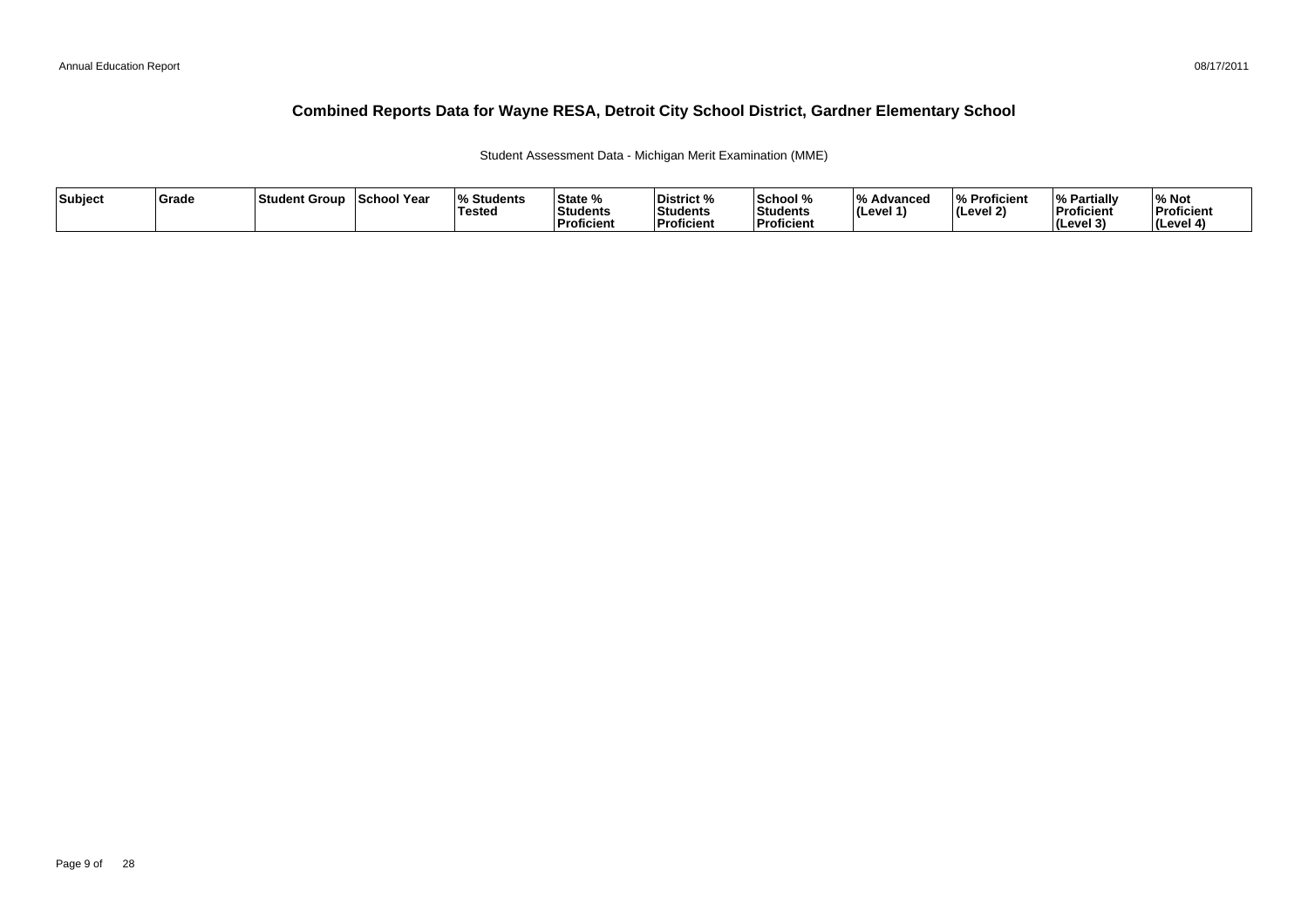# Combined Reports Data for Wayne RESA, Detroit City School District, Gardner Elementary School

Student Assessment Data - Michigan Merit Examination (MME)

| Subject | Grade | Student Group | School Year | % Students Tested | State % Students Proficient | District % Students Proficient | School % Students Proficient | % Advanced (Level 1) | % Proficient (Level 2) | % Partially Proficient (Level 3) | % Not Proficient (Level 4) |
|---|---|---|---|---|---|---|---|---|---|---|---|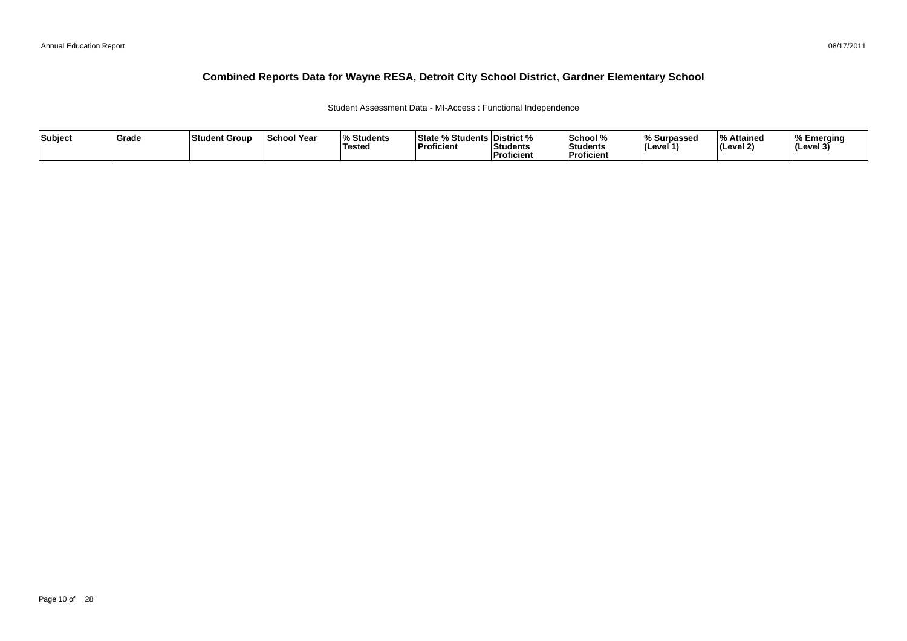# Combined Reports Data for Wayne RESA, Detroit City School District, Gardner Elementary School

Student Assessment Data - MI-Access : Functional Independence

| Subject | Grade | Student Group | School Year | % Students Tested | State % Students Proficient | District % Students Proficient | School % Students Proficient | % Surpassed (Level 1) | % Attained (Level 2) | % Emerging (Level 3) |
|---|---|---|---|---|---|---|---|---|---|---|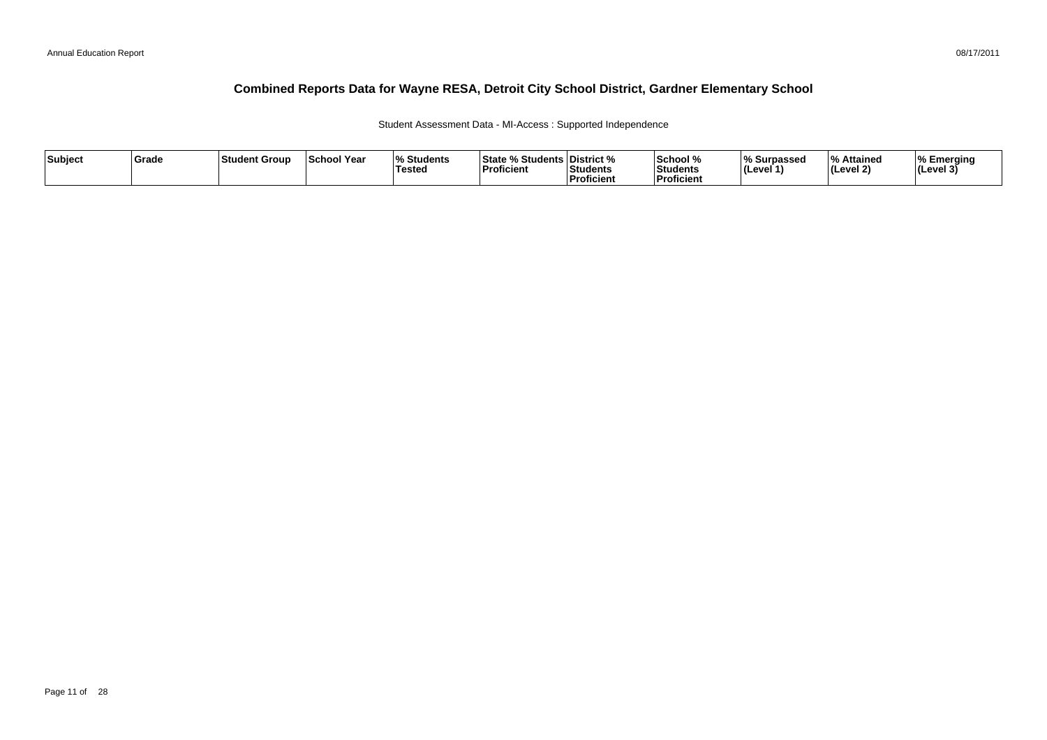# Combined Reports Data for Wayne RESA, Detroit City School District, Gardner Elementary School

Student Assessment Data - MI-Access : Supported Independence

| Subject | Grade | Student Group | School Year | % Students Tested | State % Students Proficient | District % Students Proficient | School % Students Proficient | % Surpassed (Level 1) | % Attained (Level 2) | % Emerging (Level 3) |
|---|---|---|---|---|---|---|---|---|---|---|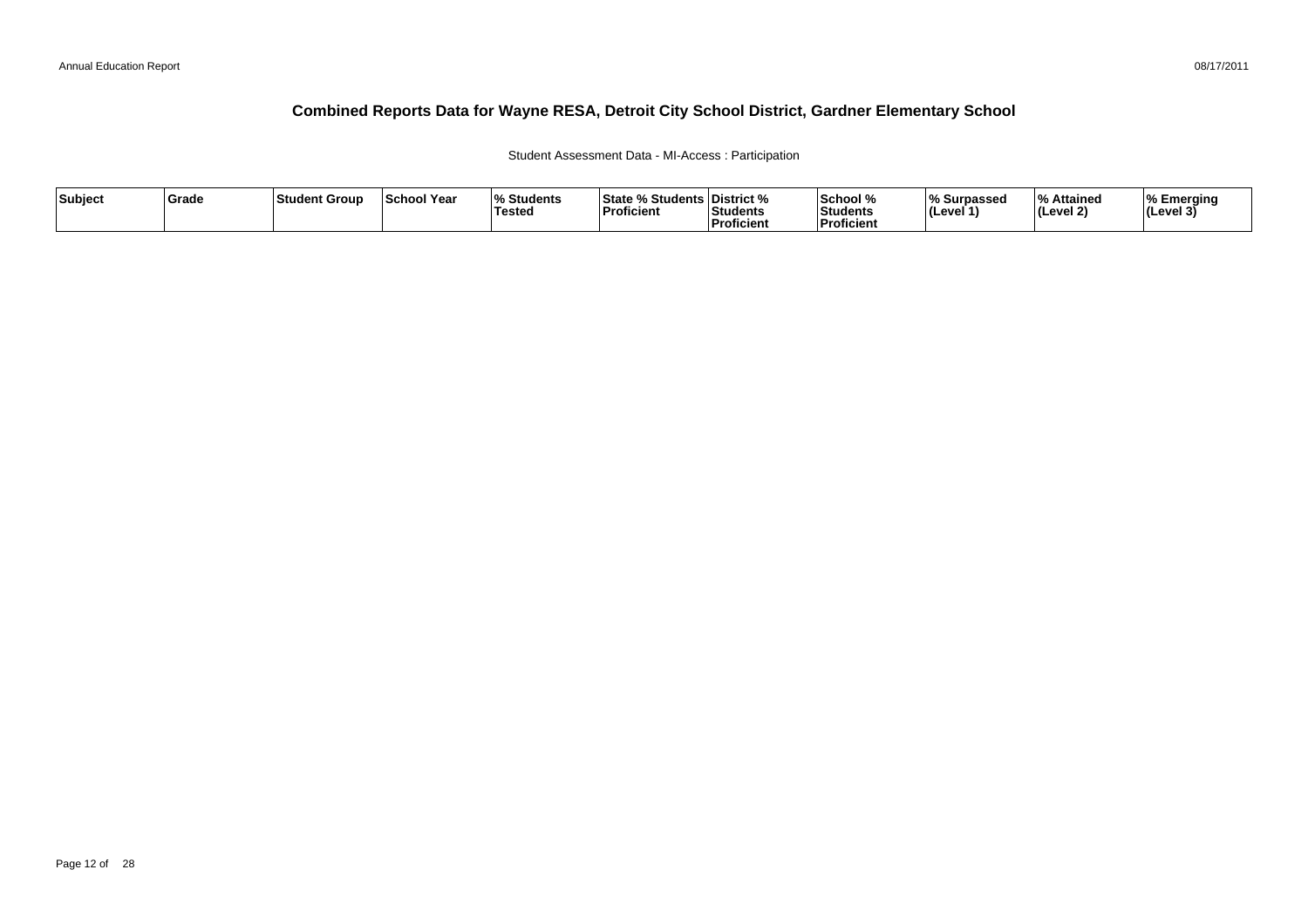# Combined Reports Data for Wayne RESA, Detroit City School District, Gardner Elementary School

Student Assessment Data - MI-Access : Participation

| Subject | Grade | Student Group | School Year | % Students Tested | State % Students Proficient | District % Students Proficient | School % Students Proficient | % Surpassed (Level 1) | % Attained (Level 2) | % Emerging (Level 3) |
|---|---|---|---|---|---|---|---|---|---|---|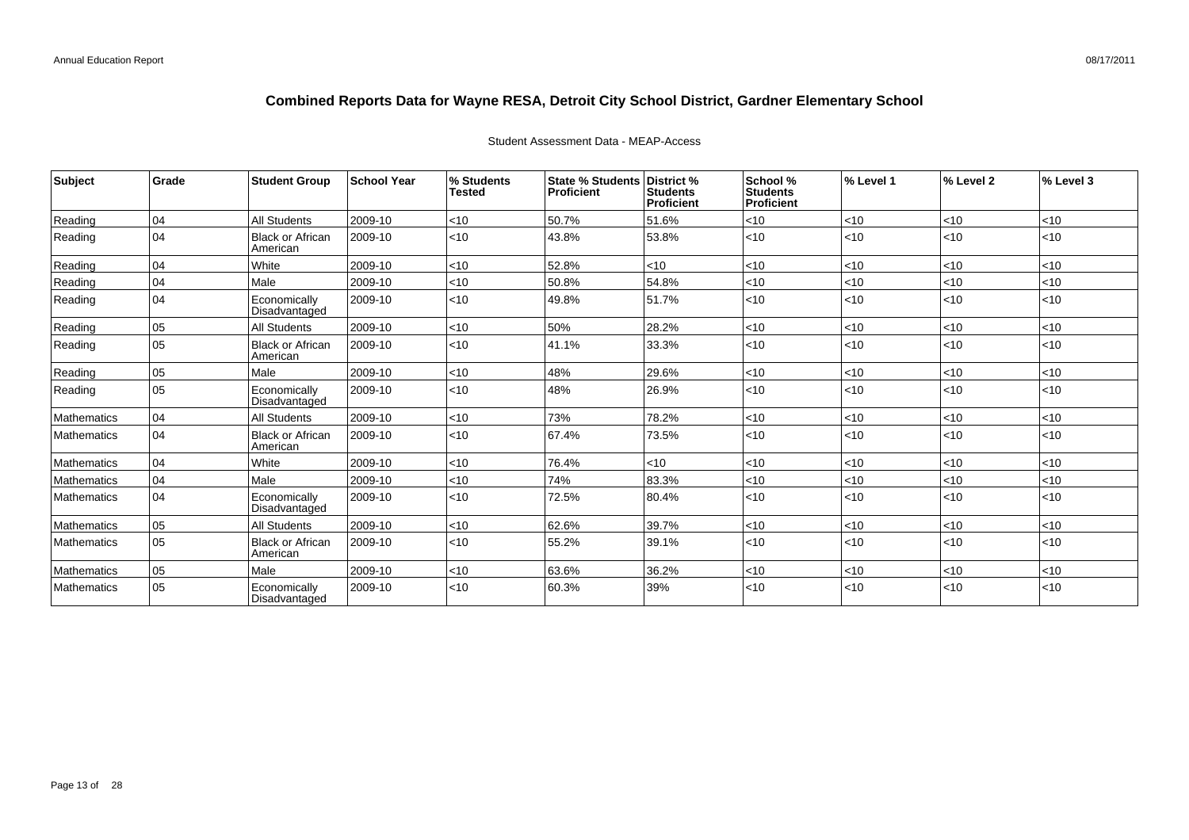# Combined Reports Data for Wayne RESA, Detroit City School District, Gardner Elementary School

Student Assessment Data - MEAP-Access

| Subject | Grade | Student Group | School Year | % Students Tested | State % Students Proficient | District % Students Proficient | School % Students Proficient | % Level 1 | % Level 2 | % Level 3 |
|---|---|---|---|---|---|---|---|---|---|---|
| Reading | 04 | All Students | 2009-10 | <10 | 50.7% | 51.6% | <10 | <10 | <10 | <10 |
| Reading | 04 | Black or African American | 2009-10 | <10 | 43.8% | 53.8% | <10 | <10 | <10 | <10 |
| Reading | 04 | White | 2009-10 | <10 | 52.8% | <10 | <10 | <10 | <10 | <10 |
| Reading | 04 | Male | 2009-10 | <10 | 50.8% | 54.8% | <10 | <10 | <10 | <10 |
| Reading | 04 | Economically Disadvantaged | 2009-10 | <10 | 49.8% | 51.7% | <10 | <10 | <10 | <10 |
| Reading | 05 | All Students | 2009-10 | <10 | 50% | 28.2% | <10 | <10 | <10 | <10 |
| Reading | 05 | Black or African American | 2009-10 | <10 | 41.1% | 33.3% | <10 | <10 | <10 | <10 |
| Reading | 05 | Male | 2009-10 | <10 | 48% | 29.6% | <10 | <10 | <10 | <10 |
| Reading | 05 | Economically Disadvantaged | 2009-10 | <10 | 48% | 26.9% | <10 | <10 | <10 | <10 |
| Mathematics | 04 | All Students | 2009-10 | <10 | 73% | 78.2% | <10 | <10 | <10 | <10 |
| Mathematics | 04 | Black or African American | 2009-10 | <10 | 67.4% | 73.5% | <10 | <10 | <10 | <10 |
| Mathematics | 04 | White | 2009-10 | <10 | 76.4% | <10 | <10 | <10 | <10 | <10 |
| Mathematics | 04 | Male | 2009-10 | <10 | 74% | 83.3% | <10 | <10 | <10 | <10 |
| Mathematics | 04 | Economically Disadvantaged | 2009-10 | <10 | 72.5% | 80.4% | <10 | <10 | <10 | <10 |
| Mathematics | 05 | All Students | 2009-10 | <10 | 62.6% | 39.7% | <10 | <10 | <10 | <10 |
| Mathematics | 05 | Black or African American | 2009-10 | <10 | 55.2% | 39.1% | <10 | <10 | <10 | <10 |
| Mathematics | 05 | Male | 2009-10 | <10 | 63.6% | 36.2% | <10 | <10 | <10 | <10 |
| Mathematics | 05 | Economically Disadvantaged | 2009-10 | <10 | 60.3% | 39% | <10 | <10 | <10 | <10 |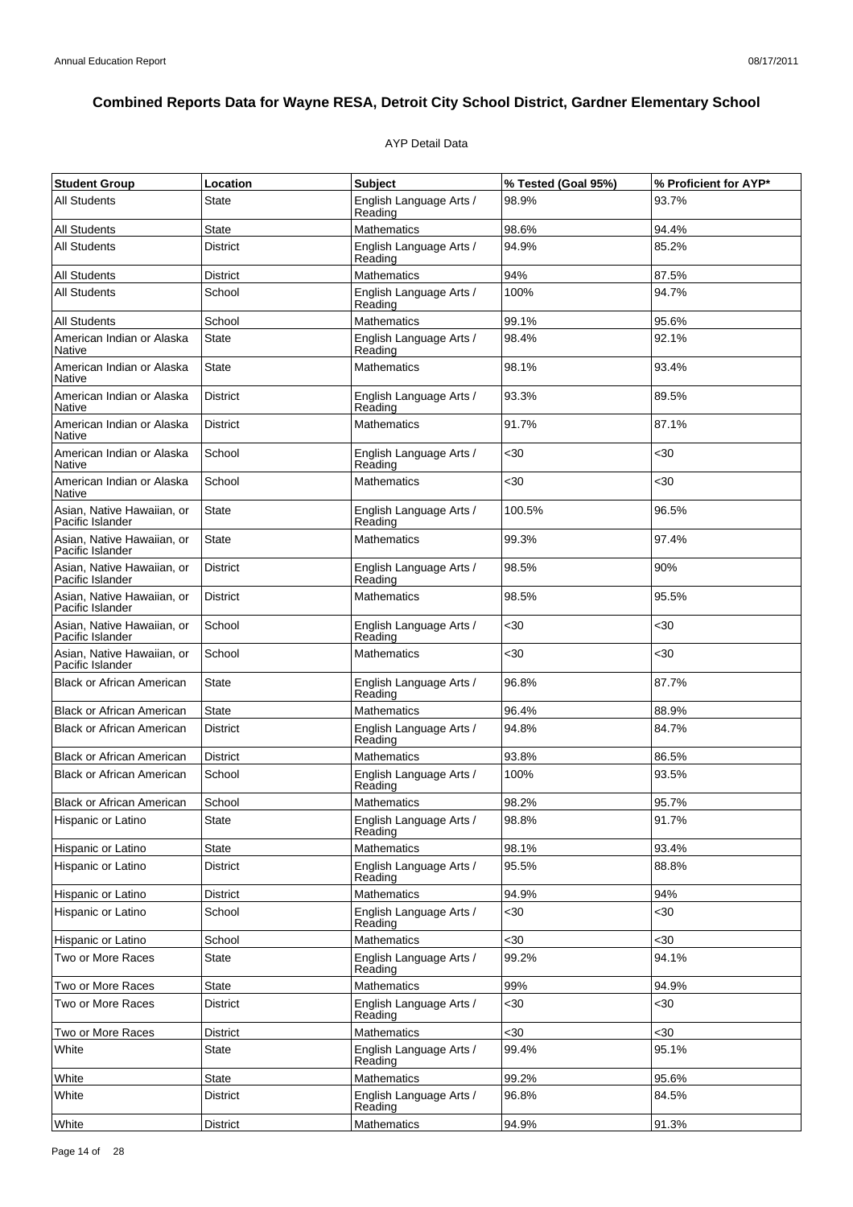# Combined Reports Data for Wayne RESA, Detroit City School District, Gardner Elementary School

AYP Detail Data

| Student Group | Location | Subject | % Tested (Goal 95%) | % Proficient for AYP* |
|---|---|---|---|---|
| All Students | State | English Language Arts / Reading | 98.9% | 93.7% |
| All Students | State | Mathematics | 98.6% | 94.4% |
| All Students | District | English Language Arts / Reading | 94.9% | 85.2% |
| All Students | District | Mathematics | 94% | 87.5% |
| All Students | School | English Language Arts / Reading | 100% | 94.7% |
| All Students | School | Mathematics | 99.1% | 95.6% |
| American Indian or Alaska Native | State | English Language Arts / Reading | 98.4% | 92.1% |
| American Indian or Alaska Native | State | Mathematics | 98.1% | 93.4% |
| American Indian or Alaska Native | District | English Language Arts / Reading | 93.3% | 89.5% |
| American Indian or Alaska Native | District | Mathematics | 91.7% | 87.1% |
| American Indian or Alaska Native | School | English Language Arts / Reading | <30 | <30 |
| American Indian or Alaska Native | School | Mathematics | <30 | <30 |
| Asian, Native Hawaiian, or Pacific Islander | State | English Language Arts / Reading | 100.5% | 96.5% |
| Asian, Native Hawaiian, or Pacific Islander | State | Mathematics | 99.3% | 97.4% |
| Asian, Native Hawaiian, or Pacific Islander | District | English Language Arts / Reading | 98.5% | 90% |
| Asian, Native Hawaiian, or Pacific Islander | District | Mathematics | 98.5% | 95.5% |
| Asian, Native Hawaiian, or Pacific Islander | School | English Language Arts / Reading | <30 | <30 |
| Asian, Native Hawaiian, or Pacific Islander | School | Mathematics | <30 | <30 |
| Black or African American | State | English Language Arts / Reading | 96.8% | 87.7% |
| Black or African American | State | Mathematics | 96.4% | 88.9% |
| Black or African American | District | English Language Arts / Reading | 94.8% | 84.7% |
| Black or African American | District | Mathematics | 93.8% | 86.5% |
| Black or African American | School | English Language Arts / Reading | 100% | 93.5% |
| Black or African American | School | Mathematics | 98.2% | 95.7% |
| Hispanic or Latino | State | English Language Arts / Reading | 98.8% | 91.7% |
| Hispanic or Latino | State | Mathematics | 98.1% | 93.4% |
| Hispanic or Latino | District | English Language Arts / Reading | 95.5% | 88.8% |
| Hispanic or Latino | District | Mathematics | 94.9% | 94% |
| Hispanic or Latino | School | English Language Arts / Reading | <30 | <30 |
| Hispanic or Latino | School | Mathematics | <30 | <30 |
| Two or More Races | State | English Language Arts / Reading | 99.2% | 94.1% |
| Two or More Races | State | Mathematics | 99% | 94.9% |
| Two or More Races | District | English Language Arts / Reading | <30 | <30 |
| Two or More Races | District | Mathematics | <30 | <30 |
| White | State | English Language Arts / Reading | 99.4% | 95.1% |
| White | State | Mathematics | 99.2% | 95.6% |
| White | District | English Language Arts / Reading | 96.8% | 84.5% |
| White | District | Mathematics | 94.9% | 91.3% |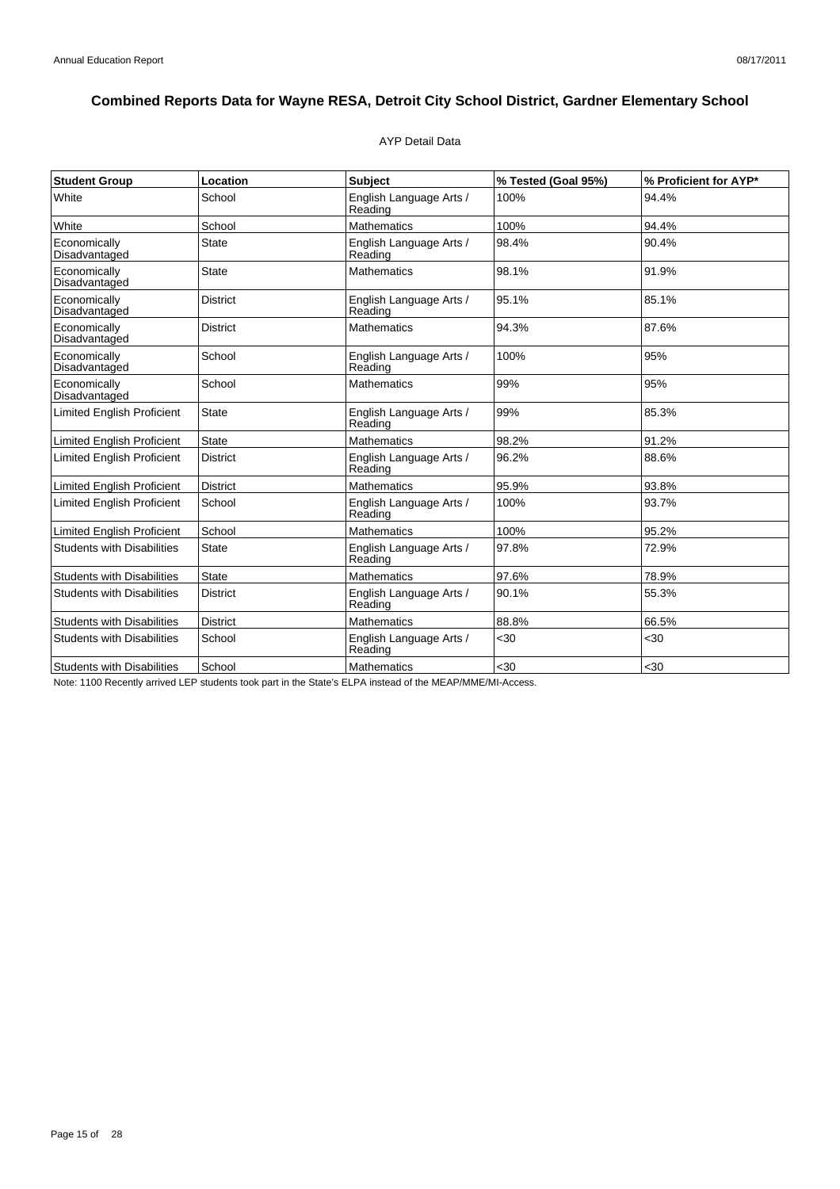# Combined Reports Data for Wayne RESA, Detroit City School District, Gardner Elementary School

AYP Detail Data

| Student Group | Location | Subject | % Tested (Goal 95%) | % Proficient for AYP* |
|---|---|---|---|---|
| White | School | English Language Arts / Reading | 100% | 94.4% |
| White | School | Mathematics | 100% | 94.4% |
| Economically Disadvantaged | State | English Language Arts / Reading | 98.4% | 90.4% |
| Economically Disadvantaged | State | Mathematics | 98.1% | 91.9% |
| Economically Disadvantaged | District | English Language Arts / Reading | 95.1% | 85.1% |
| Economically Disadvantaged | District | Mathematics | 94.3% | 87.6% |
| Economically Disadvantaged | School | English Language Arts / Reading | 100% | 95% |
| Economically Disadvantaged | School | Mathematics | 99% | 95% |
| Limited English Proficient | State | English Language Arts / Reading | 99% | 85.3% |
| Limited English Proficient | State | Mathematics | 98.2% | 91.2% |
| Limited English Proficient | District | English Language Arts / Reading | 96.2% | 88.6% |
| Limited English Proficient | District | Mathematics | 95.9% | 93.8% |
| Limited English Proficient | School | English Language Arts / Reading | 100% | 93.7% |
| Limited English Proficient | School | Mathematics | 100% | 95.2% |
| Students with Disabilities | State | English Language Arts / Reading | 97.8% | 72.9% |
| Students with Disabilities | State | Mathematics | 97.6% | 78.9% |
| Students with Disabilities | District | English Language Arts / Reading | 90.1% | 55.3% |
| Students with Disabilities | District | Mathematics | 88.8% | 66.5% |
| Students with Disabilities | School | English Language Arts / Reading | <30 | <30 |
| Students with Disabilities | School | Mathematics | <30 | <30 |

Note: 1100 Recently arrived LEP students took part in the State's ELPA instead of the MEAP/MME/MI-Access.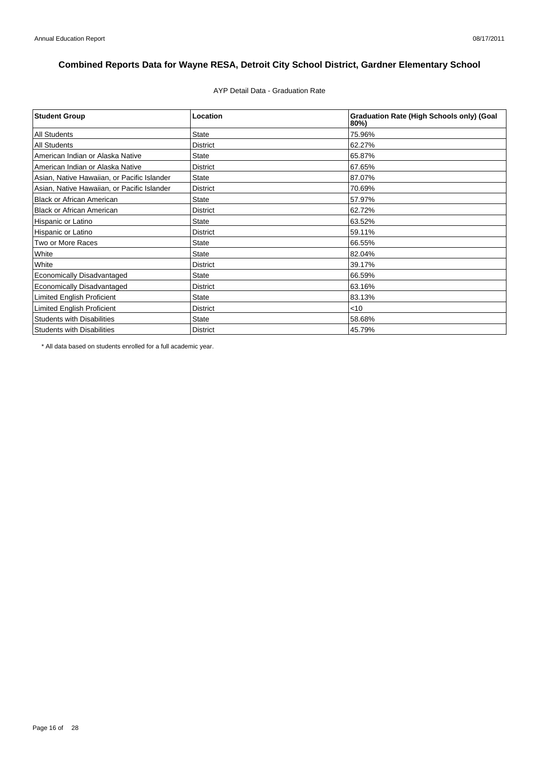# Combined Reports Data for Wayne RESA, Detroit City School District, Gardner Elementary School

AYP Detail Data - Graduation Rate

| Student Group | Location | Graduation Rate (High Schools only) (Goal 80%) |
|---|---|---|
| All Students | State | 75.96% |
| All Students | District | 62.27% |
| American Indian or Alaska Native | State | 65.87% |
| American Indian or Alaska Native | District | 67.65% |
| Asian, Native Hawaiian, or Pacific Islander | State | 87.07% |
| Asian, Native Hawaiian, or Pacific Islander | District | 70.69% |
| Black or African American | State | 57.97% |
| Black or African American | District | 62.72% |
| Hispanic or Latino | State | 63.52% |
| Hispanic or Latino | District | 59.11% |
| Two or More Races | State | 66.55% |
| White | State | 82.04% |
| White | District | 39.17% |
| Economically Disadvantaged | State | 66.59% |
| Economically Disadvantaged | District | 63.16% |
| Limited English Proficient | State | 83.13% |
| Limited English Proficient | District | <10 |
| Students with Disabilities | State | 58.68% |
| Students with Disabilities | District | 45.79% |

\* All data based on students enrolled for a full academic year.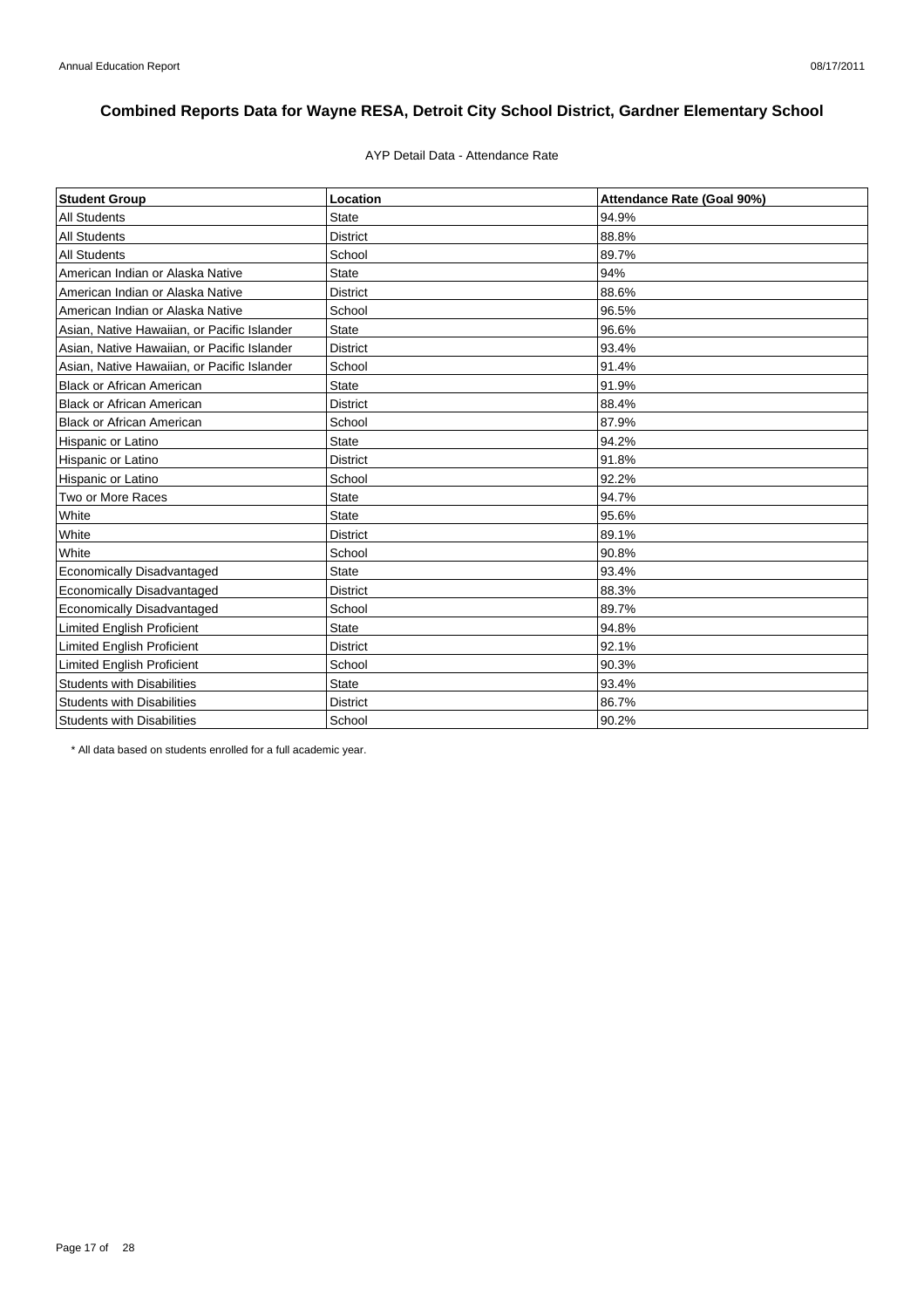# Combined Reports Data for Wayne RESA, Detroit City School District, Gardner Elementary School

AYP Detail Data - Attendance Rate

| Student Group | Location | Attendance Rate (Goal 90%) |
|---|---|---|
| All Students | State | 94.9% |
| All Students | District | 88.8% |
| All Students | School | 89.7% |
| American Indian or Alaska Native | State | 94% |
| American Indian or Alaska Native | District | 88.6% |
| American Indian or Alaska Native | School | 96.5% |
| Asian, Native Hawaiian, or Pacific Islander | State | 96.6% |
| Asian, Native Hawaiian, or Pacific Islander | District | 93.4% |
| Asian, Native Hawaiian, or Pacific Islander | School | 91.4% |
| Black or African American | State | 91.9% |
| Black or African American | District | 88.4% |
| Black or African American | School | 87.9% |
| Hispanic or Latino | State | 94.2% |
| Hispanic or Latino | District | 91.8% |
| Hispanic or Latino | School | 92.2% |
| Two or More Races | State | 94.7% |
| White | State | 95.6% |
| White | District | 89.1% |
| White | School | 90.8% |
| Economically Disadvantaged | State | 93.4% |
| Economically Disadvantaged | District | 88.3% |
| Economically Disadvantaged | School | 89.7% |
| Limited English Proficient | State | 94.8% |
| Limited English Proficient | District | 92.1% |
| Limited English Proficient | School | 90.3% |
| Students with Disabilities | State | 93.4% |
| Students with Disabilities | District | 86.7% |
| Students with Disabilities | School | 90.2% |

* All data based on students enrolled for a full academic year.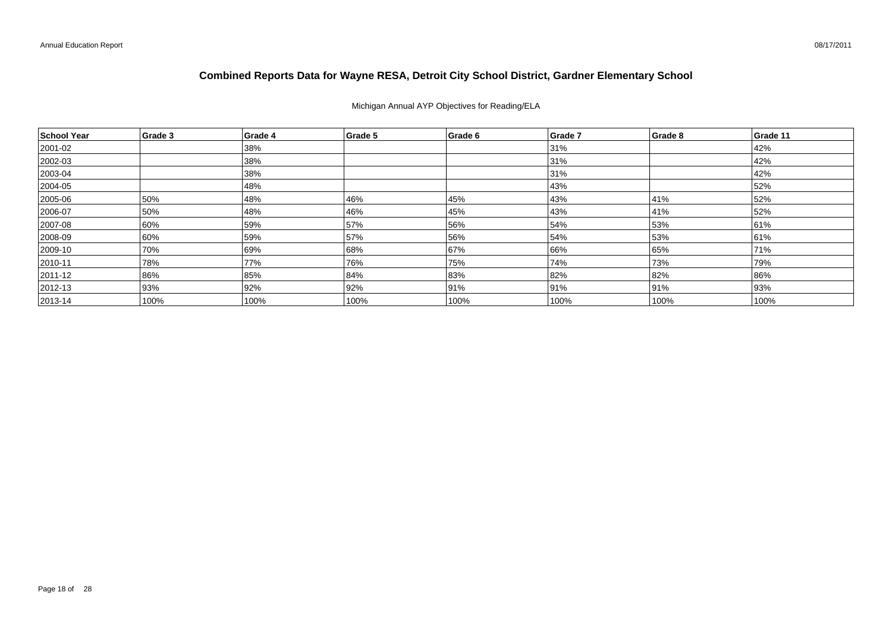# Combined Reports Data for Wayne RESA, Detroit City School District, Gardner Elementary School

Michigan Annual AYP Objectives for Reading/ELA

| School Year | Grade 3 | Grade 4 | Grade 5 | Grade 6 | Grade 7 | Grade 8 | Grade 11 |
|---|---|---|---|---|---|---|---|
| 2001-02 | | 38% | | | 31% | | 42% |
| 2002-03 | | 38% | | | 31% | | 42% |
| 2003-04 | | 38% | | | 31% | | 42% |
| 2004-05 | | 48% | | | 43% | | 52% |
| 2005-06 | 50% | 48% | 46% | 45% | 43% | 41% | 52% |
| 2006-07 | 50% | 48% | 46% | 45% | 43% | 41% | 52% |
| 2007-08 | 60% | 59% | 57% | 56% | 54% | 53% | 61% |
| 2008-09 | 60% | 59% | 57% | 56% | 54% | 53% | 61% |
| 2009-10 | 70% | 69% | 68% | 67% | 66% | 65% | 71% |
| 2010-11 | 78% | 77% | 76% | 75% | 74% | 73% | 79% |
| 2011-12 | 86% | 85% | 84% | 83% | 82% | 82% | 86% |
| 2012-13 | 93% | 92% | 92% | 91% | 91% | 91% | 93% |
| 2013-14 | 100% | 100% | 100% | 100% | 100% | 100% | 100% |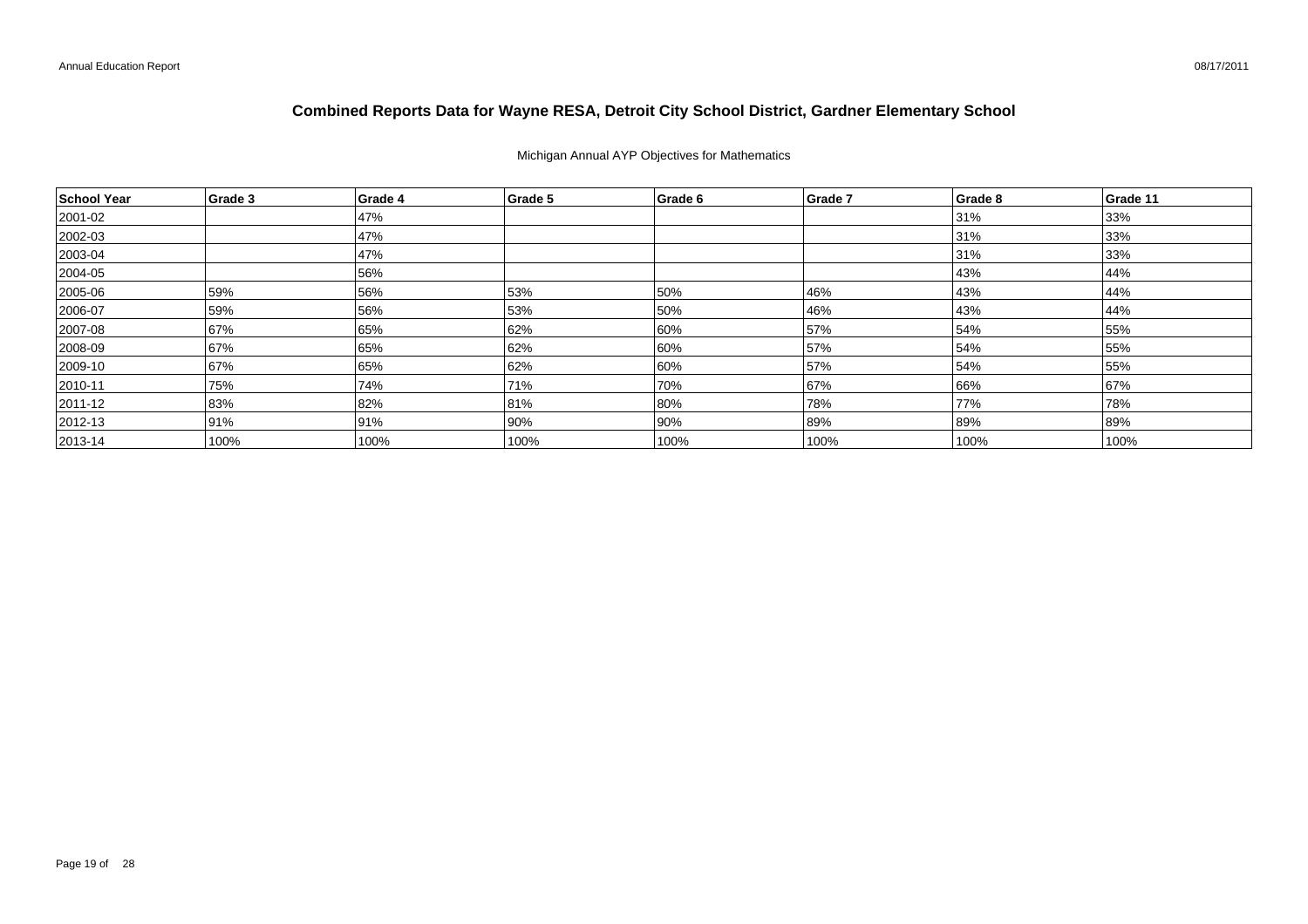# Combined Reports Data for Wayne RESA, Detroit City School District, Gardner Elementary School

Michigan Annual AYP Objectives for Mathematics

| School Year | Grade 3 | Grade 4 | Grade 5 | Grade 6 | Grade 7 | Grade 8 | Grade 11 |
|---|---|---|---|---|---|---|---|
| 2001-02 | | 47% | | | | 31% | 33% |
| 2002-03 | | 47% | | | | 31% | 33% |
| 2003-04 | | 47% | | | | 31% | 33% |
| 2004-05 | | 56% | | | | 43% | 44% |
| 2005-06 | 59% | 56% | 53% | 50% | 46% | 43% | 44% |
| 2006-07 | 59% | 56% | 53% | 50% | 46% | 43% | 44% |
| 2007-08 | 67% | 65% | 62% | 60% | 57% | 54% | 55% |
| 2008-09 | 67% | 65% | 62% | 60% | 57% | 54% | 55% |
| 2009-10 | 67% | 65% | 62% | 60% | 57% | 54% | 55% |
| 2010-11 | 75% | 74% | 71% | 70% | 67% | 66% | 67% |
| 2011-12 | 83% | 82% | 81% | 80% | 78% | 77% | 78% |
| 2012-13 | 91% | 91% | 90% | 90% | 89% | 89% | 89% |
| 2013-14 | 100% | 100% | 100% | 100% | 100% | 100% | 100% |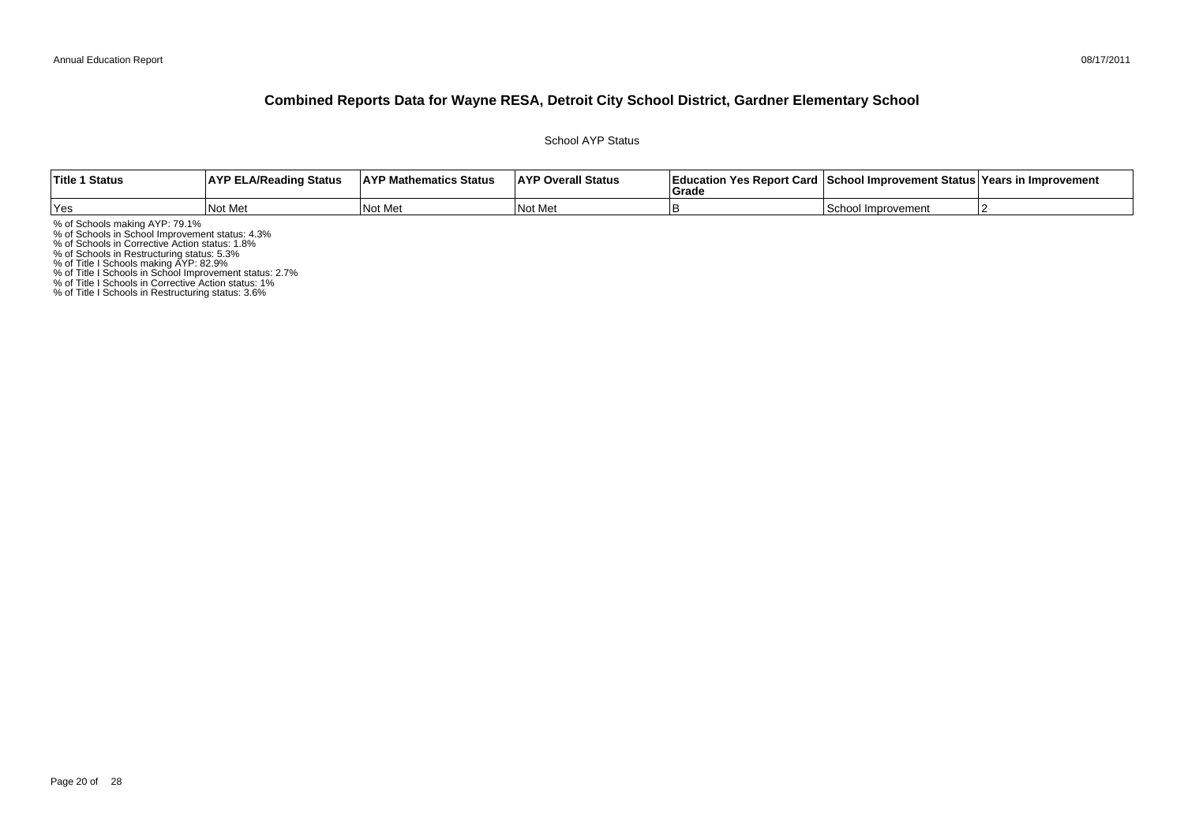# Combined Reports Data for Wayne RESA, Detroit City School District, Gardner Elementary School

School AYP Status

| Title 1 Status | AYP ELA/Reading Status | AYP Mathematics Status | AYP Overall Status | Education Yes Report Card Grade | School Improvement Status | Years in Improvement |
|---|---|---|---|---|---|---|
| Yes | Not Met | Not Met | Not Met | B | School Improvement | 2 |

% of Schools making AYP: 79.1%
% of Schools in School Improvement status: 4.3%
% of Schools in Corrective Action status: 1.8%
% of Schools in Restructuring status: 5.3%
% of Title I Schools making AYP: 82.9%
% of Title I Schools in School Improvement status: 2.7%
% of Title I Schools in Corrective Action status: 1%
% of Title I Schools in Restructuring status: 3.6%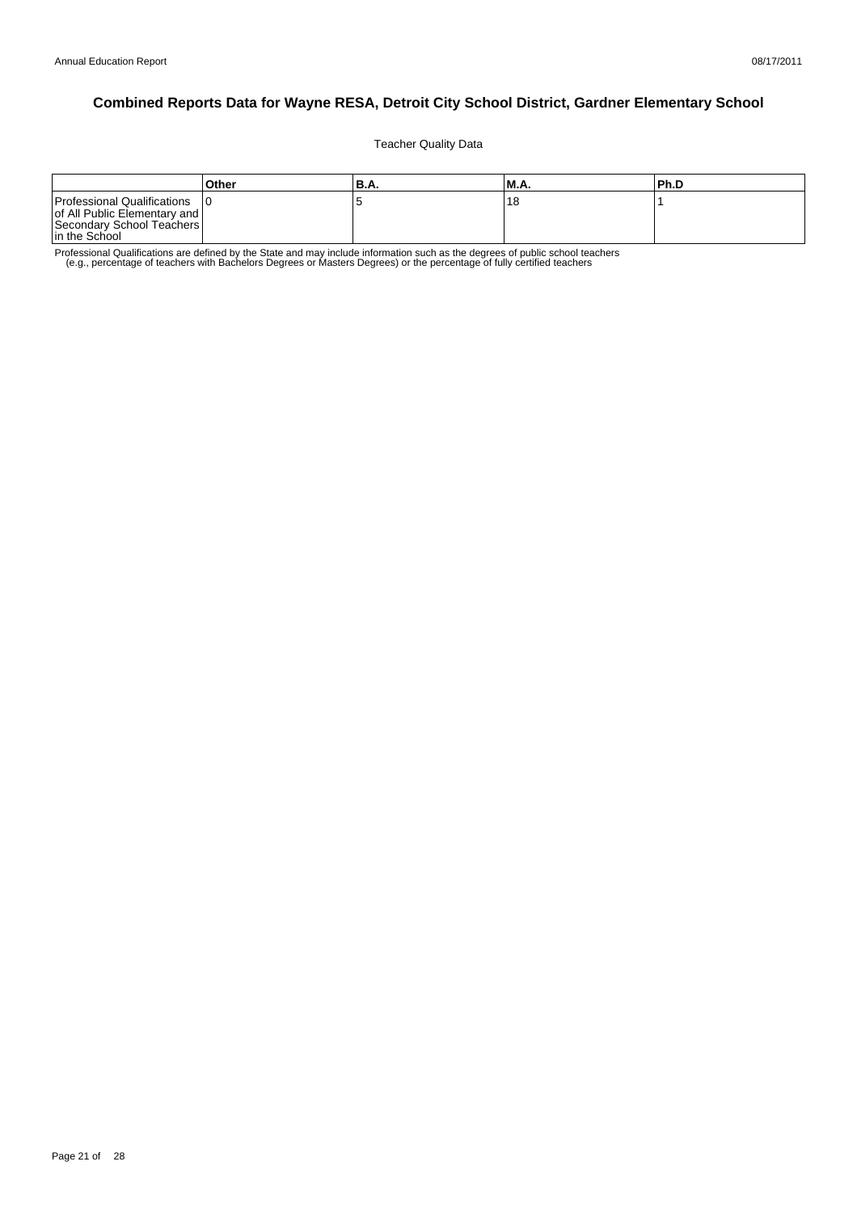# Combined Reports Data for Wayne RESA, Detroit City School District, Gardner Elementary School

Teacher Quality Data

| | Other | B.A. | M.A. | Ph.D |
|---|---|---|---|---|
| Professional Qualifications of All Public Elementary and Secondary School Teachers in the School | 0 | 5 | 18 | 1 |

Professional Qualifications are defined by the State and may include information such as the degrees of public school teachers (e.g., percentage of teachers with Bachelors Degrees or Masters Degrees) or the percentage of fully certified teachers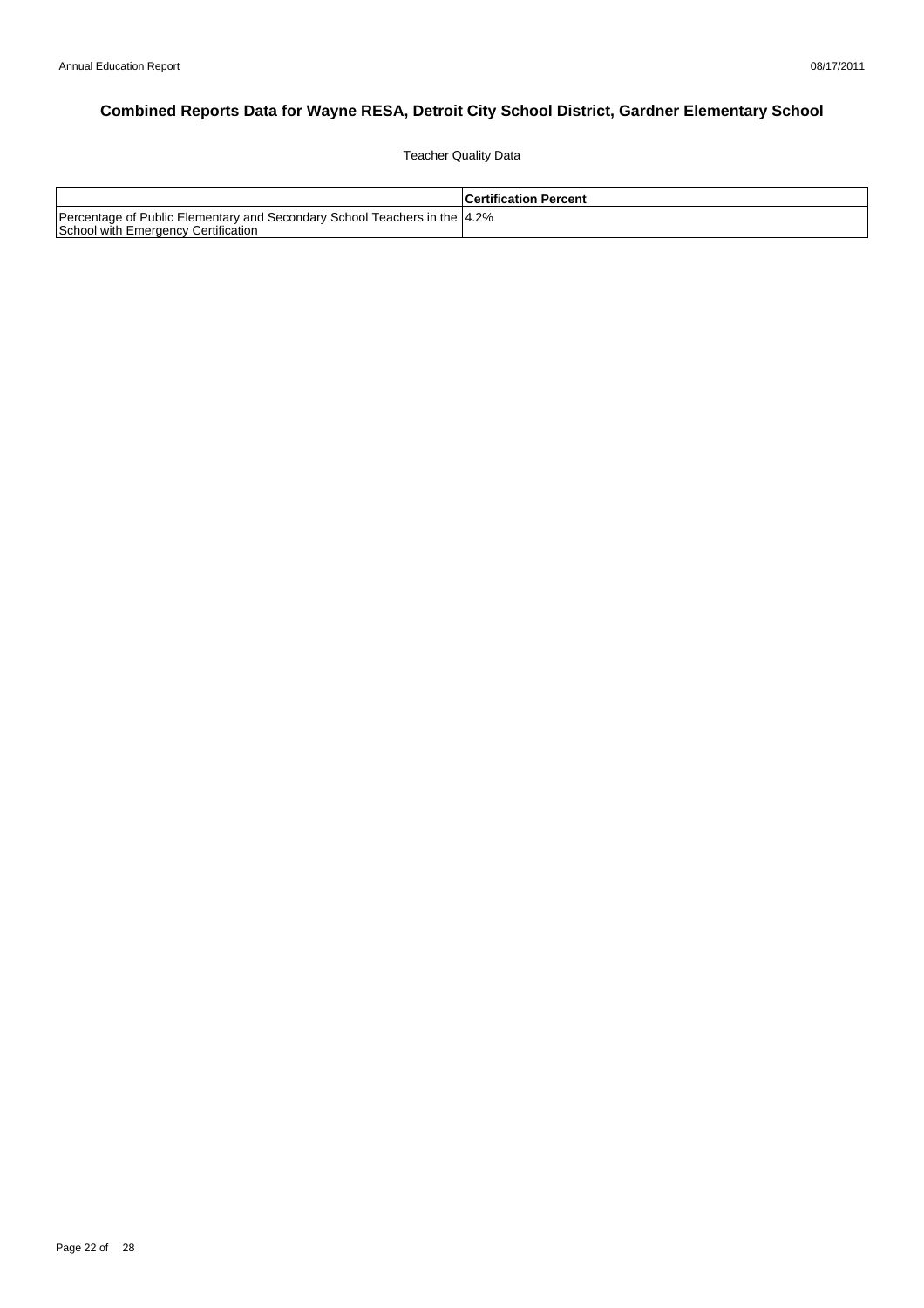## Combined Reports Data for Wayne RESA, Detroit City School District, Gardner Elementary School

Teacher Quality Data

| | Certification Percent |
|---|---|
| Percentage of Public Elementary and Secondary School Teachers in the School with Emergency Certification | 4.2% |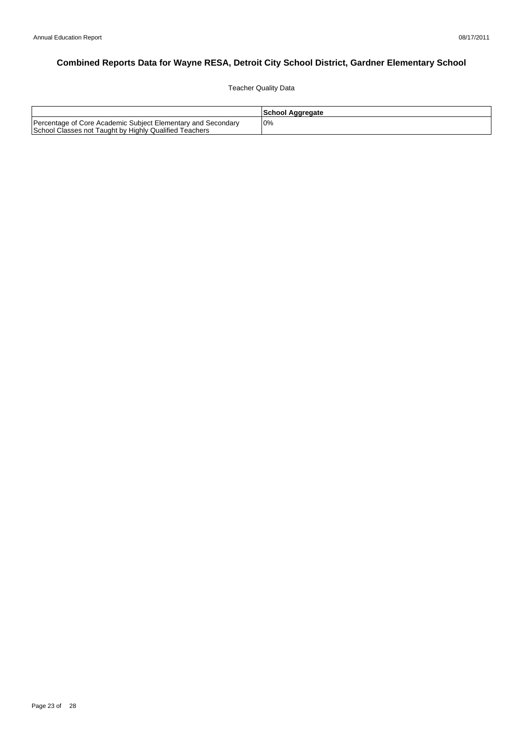# Combined Reports Data for Wayne RESA, Detroit City School District, Gardner Elementary School

Teacher Quality Data

| | School Aggregate |
|---|---|
| Percentage of Core Academic Subject Elementary and Secondary School Classes not Taught by Highly Qualified Teachers | 0% |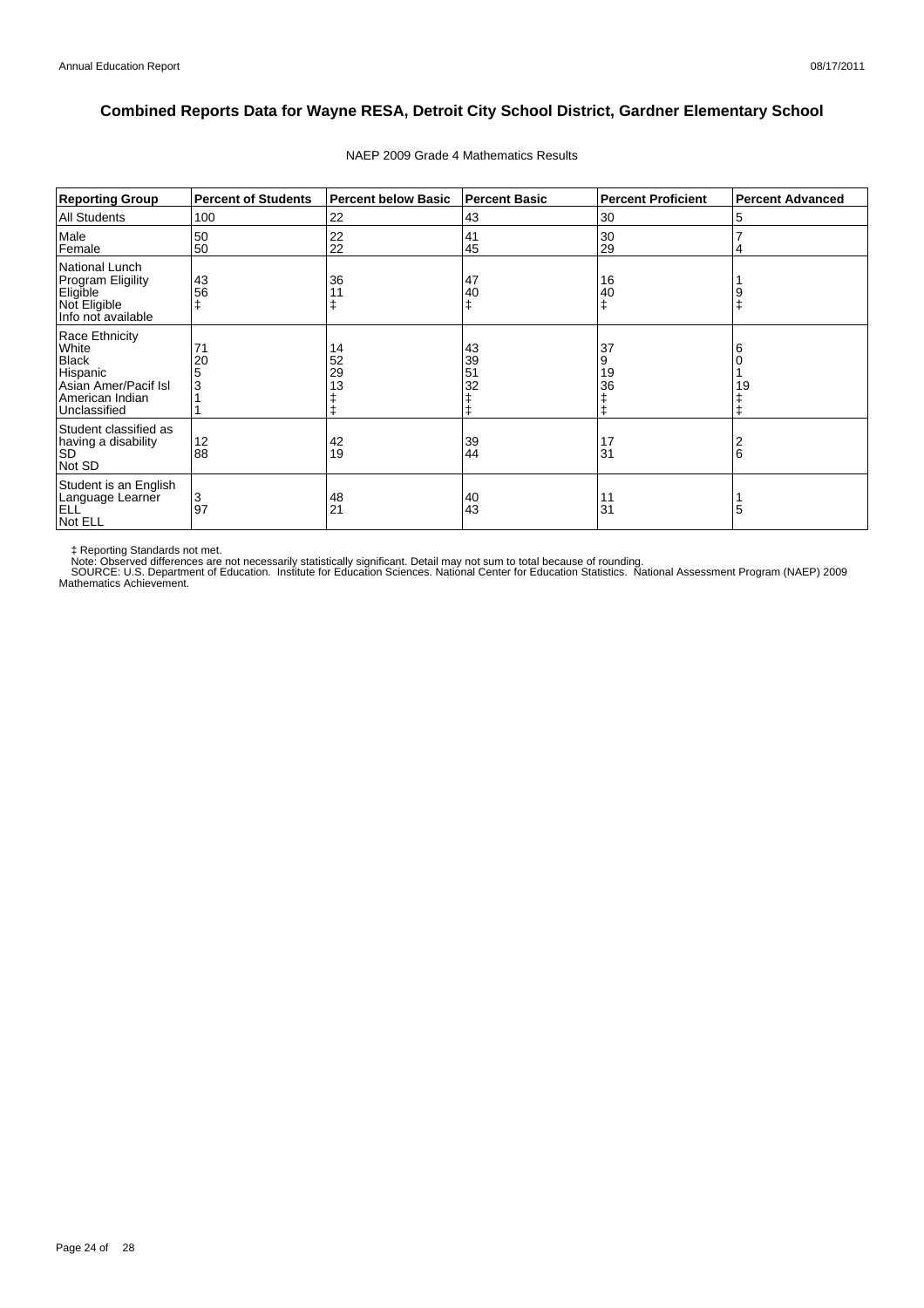# Combined Reports Data for Wayne RESA, Detroit City School District, Gardner Elementary School

NAEP 2009 Grade 4 Mathematics Results

| Reporting Group | Percent of Students | Percent below Basic | Percent Basic | Percent Proficient | Percent Advanced |
|---|---|---|---|---|---|
| All Students | 100 | 22 | 43 | 30 | 5 |
| Male | 50 | 22 | 41 | 30 | 7 |
| Female | 50 | 22 | 45 | 29 | 4 |
| National Lunch Program Eligility | | | | | |
| Eligible | 43 | 36 | 47 | 16 | 1 |
| Not Eligible | 56 | 11 | 40 | 40 | 9 |
| Info not available | ‡ | ‡ | ‡ | ‡ | ‡ |
| Race Ethnicity | | | | | |
| White | 71 | 14 | 43 | 37 | 6 |
| Black | 20 | 52 | 39 | 9 | 0 |
| Hispanic | 5 | 29 | 51 | 19 | 1 |
| Asian Amer/Pacif Isl | 3 | 13 | 32 | 36 | 19 |
| American Indian | 1 | ‡ | ‡ | ‡ | ‡ |
| Unclassified | 1 | ‡ | ‡ | ‡ | ‡ |
| Student classified as having a disability | | | | | |
| SD | 12 | 42 | 39 | 17 | 2 |
| Not SD | 88 | 19 | 44 | 31 | 6 |
| Student is an English Language Learner | | | | | |
| ELL | 3 | 48 | 40 | 11 | 1 |
| Not ELL | 97 | 21 | 43 | 31 | 5 |

‡ Reporting Standards not met.
Note: Observed differences are not necessarily statistically significant. Detail may not sum to total because of rounding.
SOURCE: U.S. Department of Education. Institute for Education Sciences. National Center for Education Statistics. National Assessment Program (NAEP) 2009 Mathematics Achievement.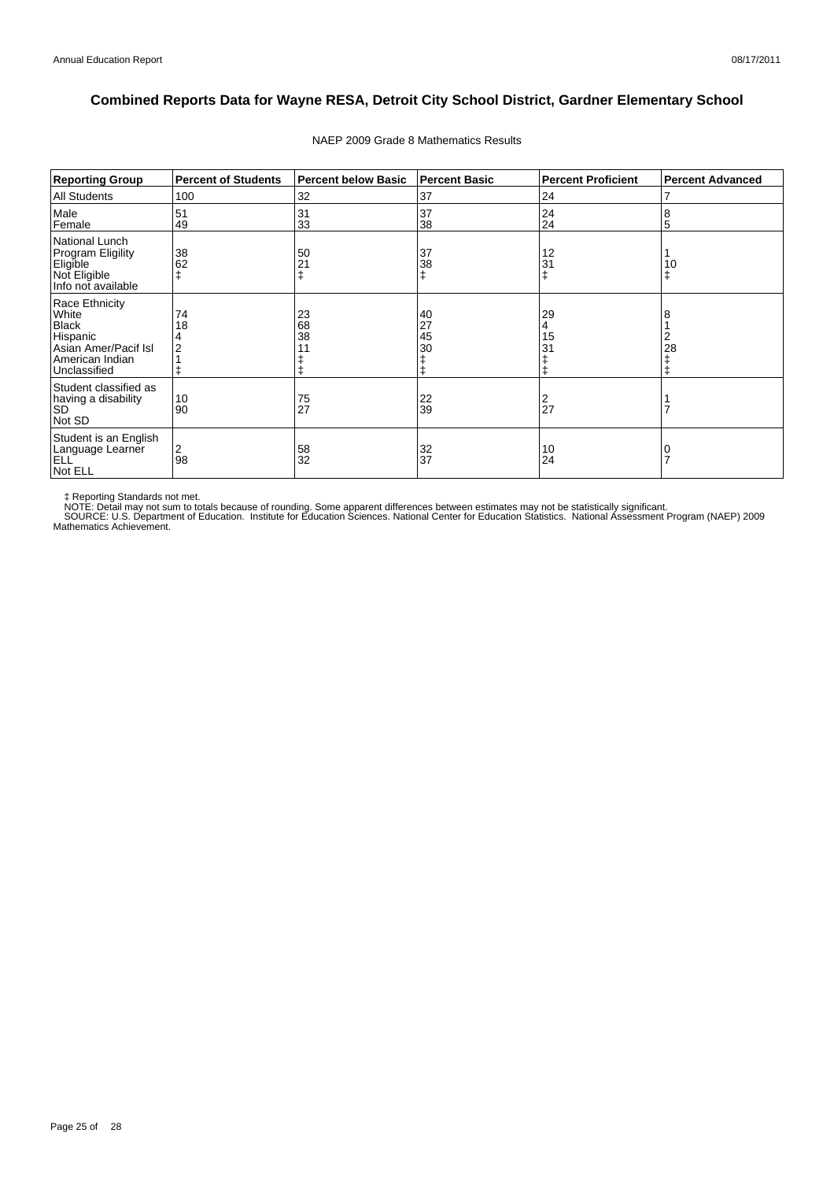# Combined Reports Data for Wayne RESA, Detroit City School District, Gardner Elementary School

NAEP 2009 Grade 8 Mathematics Results

| Reporting Group | Percent of Students | Percent below Basic | Percent Basic | Percent Proficient | Percent Advanced |
|---|---|---|---|---|---|
| All Students | 100 | 32 | 37 | 24 | 7 |
| Male | 51 | 31 | 37 | 24 | 8 |
| Female | 49 | 33 | 38 | 24 | 5 |
| National Lunch Program Eligility | | | | | |
| Eligible | 38 | 50 | 37 | 12 | 1 |
| Not Eligible | 62 | 21 | 38 | 31 | 10 |
| Info not available | ‡ | ‡ | ‡ | ‡ | ‡ |
| Race Ethnicity | | | | | |
| White | 74 | 23 | 40 | 29 | 8 |
| Black | 18 | 68 | 27 | 4 | 1 |
| Hispanic | 4 | 38 | 45 | 15 | 2 |
| Asian Amer/Pacif Isl | 2 | 11 | 30 | 31 | 28 |
| American Indian | 1 | ‡ | ‡ | ‡ | ‡ |
| Unclassified | ‡ | ‡ | ‡ | ‡ | ‡ |
| Student classified as having a disability | | | | | |
| SD | 10 | 75 | 22 | 2 | 1 |
| Not SD | 90 | 27 | 39 | 27 | 7 |
| Student is an English Language Learner | | | | | |
| ELL | 2 | 58 | 32 | 10 | 0 |
| Not ELL | 98 | 32 | 37 | 24 | 7 |

‡ Reporting Standards not met.
NOTE: Detail may not sum to totals because of rounding. Some apparent differences between estimates may not be statistically significant.
SOURCE: U.S. Department of Education. Institute for Education Sciences. National Center for Education Statistics. National Assessment Program (NAEP) 2009 Mathematics Achievement.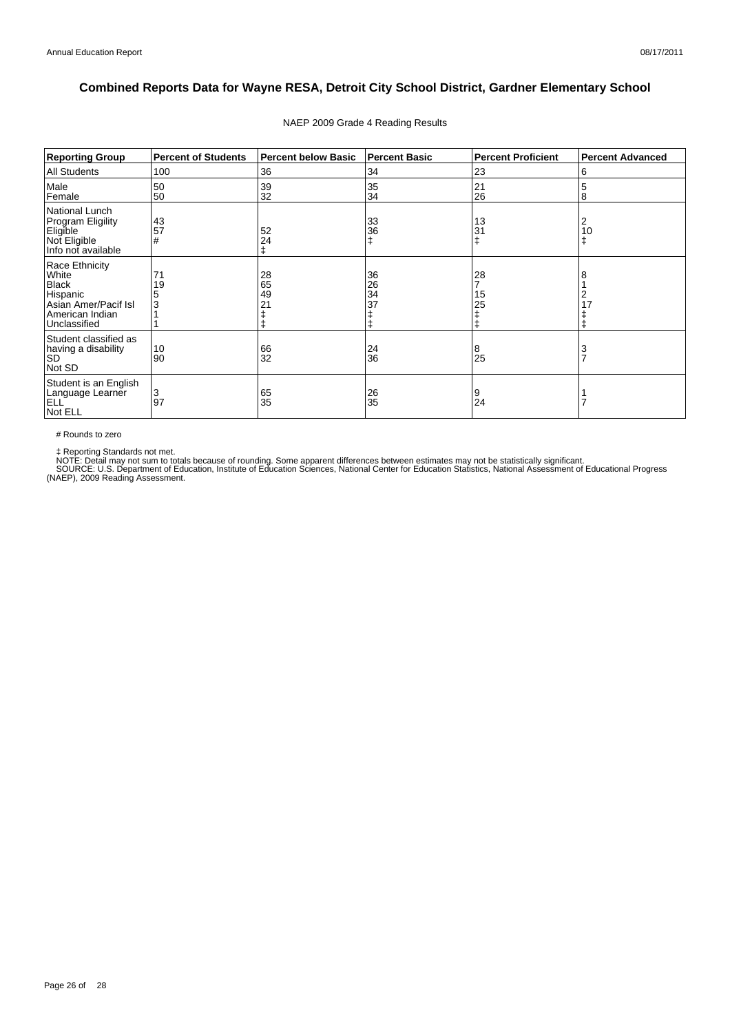# Combined Reports Data for Wayne RESA, Detroit City School District, Gardner Elementary School

NAEP 2009 Grade 4 Reading Results

| Reporting Group | Percent of Students | Percent below Basic | Percent Basic | Percent Proficient | Percent Advanced |
|---|---|---|---|---|---|
| All Students | 100 | 36 | 34 | 23 | 6 |
| Male | 50 | 39 | 35 | 21 | 5 |
| Female | 50 | 32 | 34 | 26 | 8 |
| National Lunch Program Eligility | | | | | |
| Eligible | 43 | 52 | 33 | 13 | 2 |
| Not Eligible | 57 | 24 | 36 | 31 | 10 |
| Info not available | # | ‡ | ‡ | ‡ | ‡ |
| Race Ethnicity | | | | | |
| White | 71 | 28 | 36 | 28 | 8 |
| Black | 19 | 65 | 26 | 7 | 1 |
| Hispanic | 5 | 49 | 34 | 15 | 2 |
| Asian Amer/Pacif Isl | 3 | 21 | 37 | 25 | 17 |
| American Indian | 1 | ‡ | ‡ | ‡ | ‡ |
| Unclassified | 1 | ‡ | ‡ | ‡ | ‡ |
| Student classified as having a disability | | | | | |
| SD | 10 | 66 | 24 | 8 | 3 |
| Not SD | 90 | 32 | 36 | 25 | 7 |
| Student is an English Language Learner | | | | | |
| ELL | 3 | 65 | 26 | 9 | 1 |
| Not ELL | 97 | 35 | 35 | 24 | 7 |

# Rounds to zero

‡ Reporting Standards not met.

NOTE: Detail may not sum to totals because of rounding. Some apparent differences between estimates may not be statistically significant.

SOURCE: U.S. Department of Education, Institute of Education Sciences, National Center for Education Statistics, National Assessment of Educational Progress (NAEP), 2009 Reading Assessment.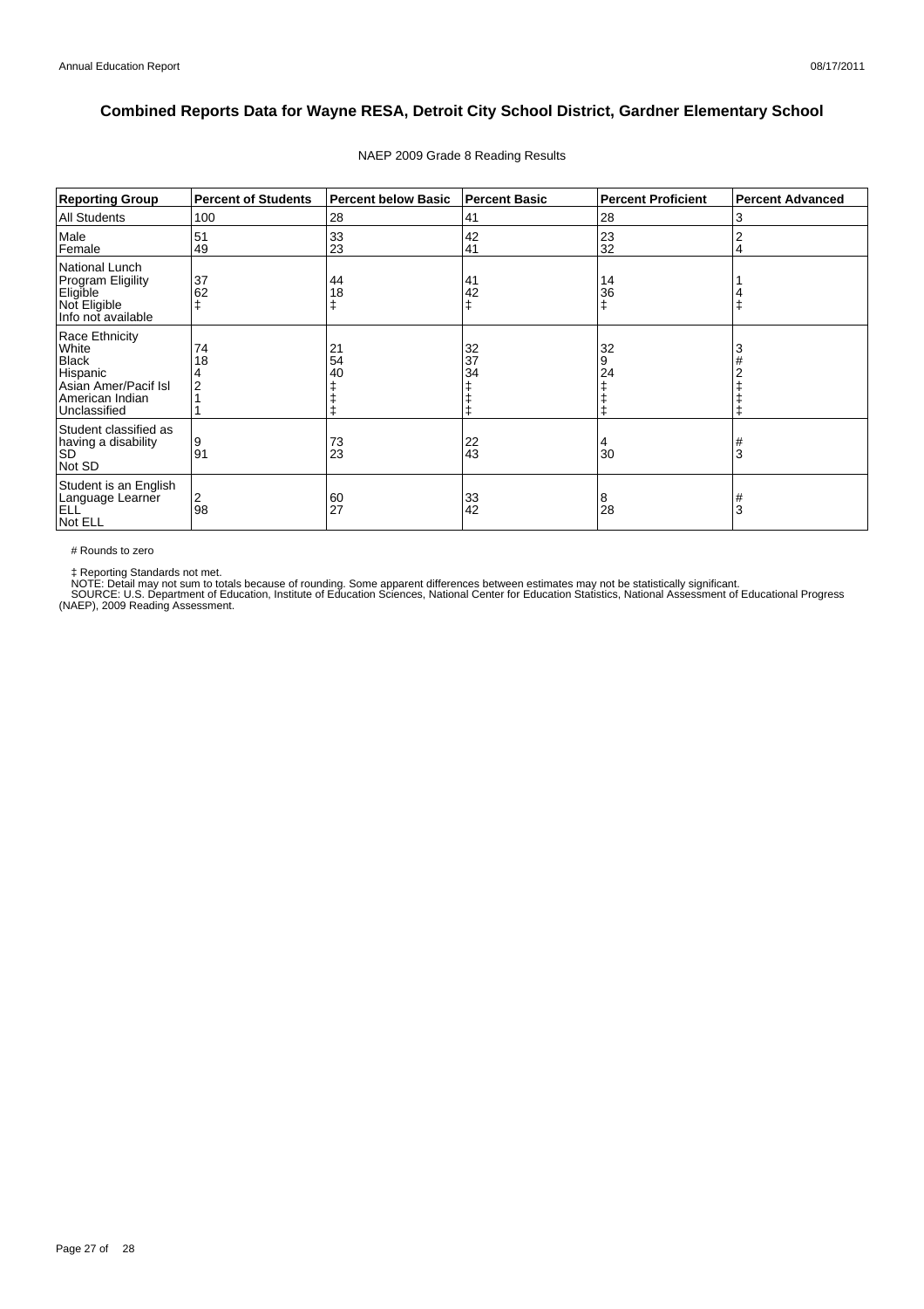# Combined Reports Data for Wayne RESA, Detroit City School District, Gardner Elementary School

NAEP 2009 Grade 8 Reading Results

| Reporting Group | Percent of Students | Percent below Basic | Percent Basic | Percent Proficient | Percent Advanced |
|---|---|---|---|---|---|
| All Students | 100 | 28 | 41 | 28 | 3 |
| Male | 51 | 33 | 42 | 23 | 2 |
| Female | 49 | 23 | 41 | 32 | 4 |
| National Lunch Program Eligility | | | | | |
| Eligible | 37 | 44 | 41 | 14 | 1 |
| Not Eligible | 62 | 18 | 42 | 36 | 4 |
| Info not available | ‡ | ‡ | ‡ | ‡ | ‡ |
| Race Ethnicity | | | | | |
| White | 74 | 21 | 32 | 32 | 3 |
| Black | 18 | 54 | 37 | 9 | # |
| Hispanic | 4 | 40 | 34 | 24 | 2 |
| Asian Amer/Pacif Isl | 2 | ‡ | ‡ | ‡ | ‡ |
| American Indian | 1 | ‡ | ‡ | ‡ | ‡ |
| Unclassified | 1 | ‡ | ‡ | ‡ | ‡ |
| Student classified as having a disability | | | | | |
| SD | 9 | 73 | 22 | 4 | # |
| Not SD | 91 | 23 | 43 | 30 | 3 |
| Student is an English Language Learner | | | | | |
| ELL | 2 | 60 | 33 | 8 | # |
| Not ELL | 98 | 27 | 42 | 28 | 3 |

# Rounds to zero

‡ Reporting Standards not met.
NOTE: Detail may not sum to totals because of rounding. Some apparent differences between estimates may not be statistically significant.
SOURCE: U.S. Department of Education, Institute of Education Sciences, National Center for Education Statistics, National Assessment of Educational Progress (NAEP), 2009 Reading Assessment.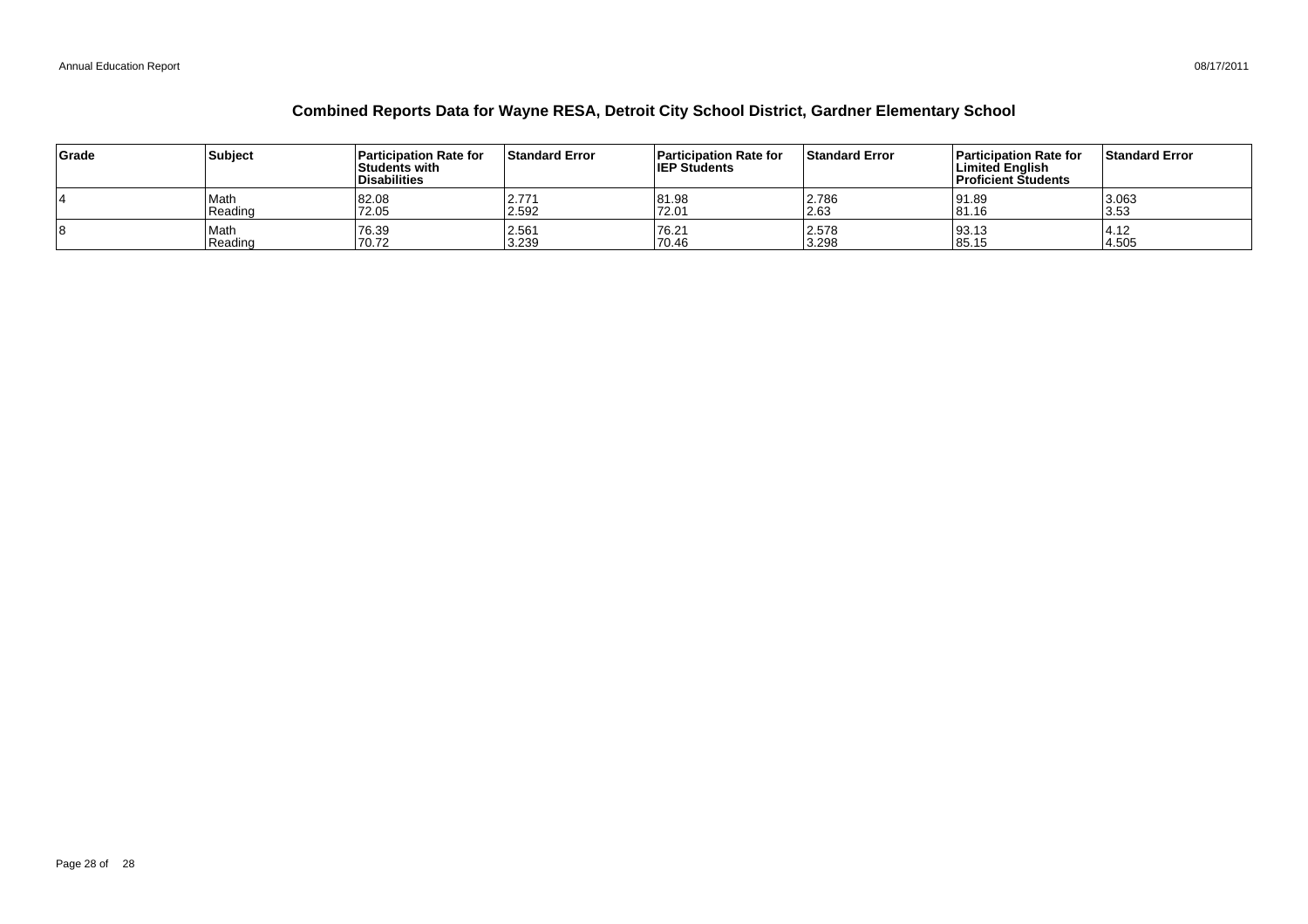# Combined Reports Data for Wayne RESA, Detroit City School District, Gardner Elementary School

| Grade | Subject | Participation Rate for Students with Disabilities | Standard Error | Participation Rate for IEP Students | Standard Error | Participation Rate for Limited English Proficient Students | Standard Error |
|---|---|---|---|---|---|---|---|
| 4 | Math | 82.08 | 2.771 | 81.98 | 2.786 | 91.89 | 3.063 |
| | Reading | 72.05 | 2.592 | 72.01 | 2.63 | 81.16 | 3.53 |
| 8 | Math | 76.39 | 2.561 | 76.21 | 2.578 | 93.13 | 4.12 |
| | Reading | 70.72 | 3.239 | 70.46 | 3.298 | 85.15 | 4.505 |